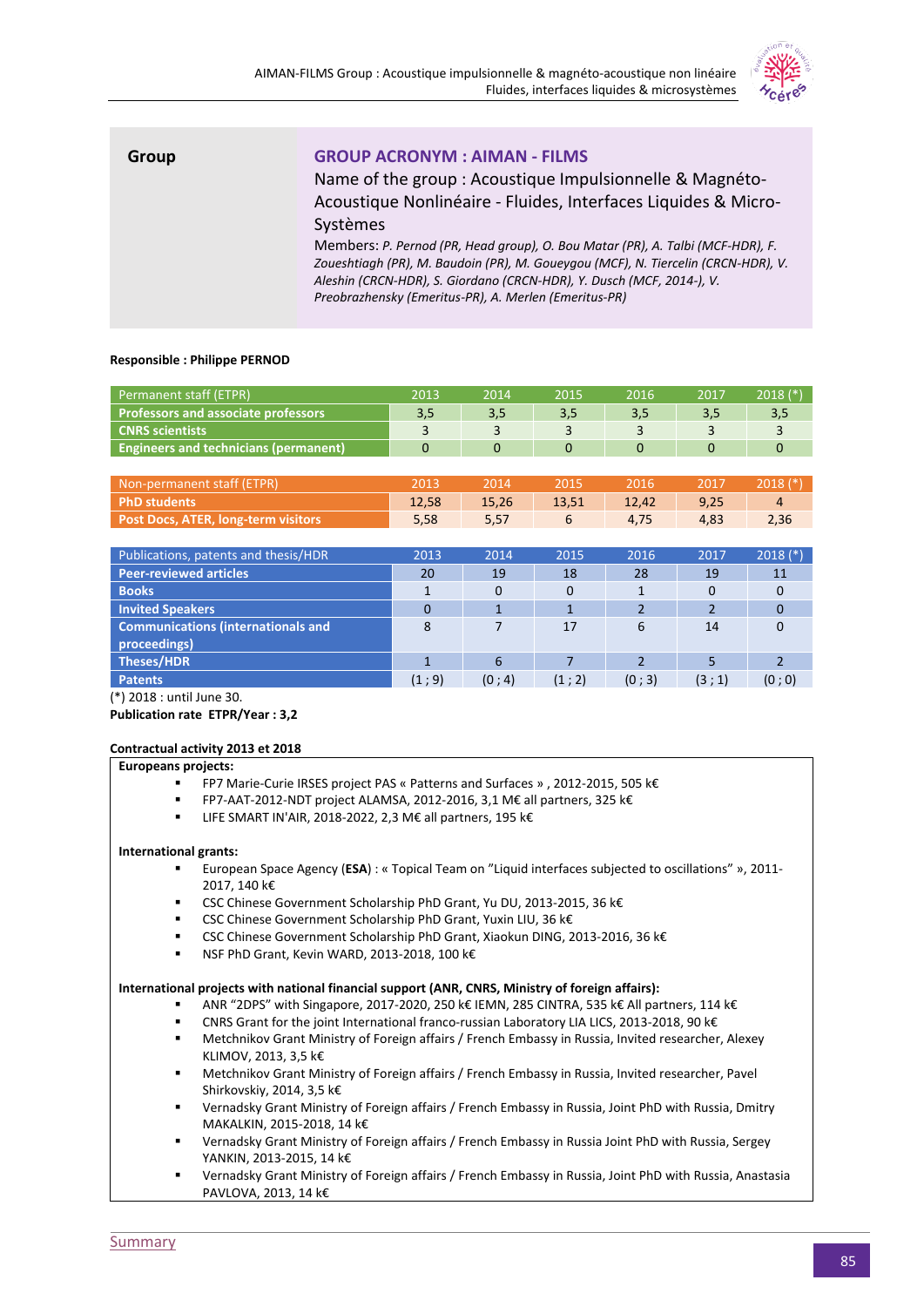| Group | **GROUP ACRONYM : AIMAN - FILMS** |
|---|---|
| | Name of the group : Acoustique Impulsionnelle & Magnéto-Acoustique Nonlinéaire - Fluides, Interfaces Liquides & Micro-Systèmes |
| | Members: *P. Pernod (PR, Head group), O. Bou Matar (PR), A. Talbi (MCF-HDR), F. Zoueshtiagh (PR), M. Baudoin (PR), M. Goueygou (MCF), N. Tiercelin (CRCN-HDR), V. Aleshin (CRCN-HDR), S. Giordano (CRCN-HDR), Y. Dusch (MCF, 2014-), V. Preobrazhensky (Emeritus-PR), A. Merlen (Emeritus-PR)* |

**Responsible : Philippe PERNOD**

| Permanent staff (ETPR) | 2013 | 2014 | 2015 | 2016 | 2017 | 2018 (*) |
|---|---|---|---|---|---|---|
| **Professors and associate professors** | 3,5 | 3,5 | 3,5 | 3,5 | 3,5 | 3,5 |
| **CNRS scientists** | 3 | 3 | 3 | 3 | 3 | 3 |
| **Engineers and technicians (permanent)** | 0 | 0 | 0 | 0 | 0 | 0 |

| Non-permanent staff (ETPR) | 2013 | 2014 | 2015 | 2016 | 2017 | 2018 (*) |
|---|---|---|---|---|---|---|
| **PhD students** | 12,58 | 15,26 | 13,51 | 12,42 | 9,25 | 4 |
| **Post Docs, ATER, long-term visitors** | 5,58 | 5,57 | 6 | 4,75 | 4,83 | 2,36 |

| Publications, patents and thesis/HDR | 2013 | 2014 | 2015 | 2016 | 2017 | 2018 (*) |
|---|---|---|---|---|---|---|
| **Peer-reviewed articles** | 20 | 19 | 18 | 28 | 19 | 11 |
| **Books** | 1 | 0 | 0 | 1 | 0 | 0 |
| **Invited Speakers** | 0 | 1 | 1 | 2 | 2 | 0 |
| **Communications (internationals and proceedings)** | 8 | 7 | 17 | 6 | 14 | 0 |
| **Theses/HDR** | 1 | 6 | 7 | 2 | 5 | 2 |
| **Patents** | (1 ; 9) | (0 ; 4) | (1 ; 2) | (0 ; 3) | (3 ; 1) | (0 ; 0) |

(*) 2018 : until June 30.

**Publication rate ETPR/Year : 3,2**

**Contractual activity 2013 et 2018**

**Europeans projects:**

- FP7 Marie-Curie IRSES project PAS « Patterns and Surfaces » , 2012-2015, 505 k€
- FP7-AAT-2012-NDT project ALAMSA, 2012-2016, 3,1 M€ all partners, 325 k€
- LIFE SMART IN'AIR, 2018-2022, 2,3 M€ all partners, 195 k€

**International grants:**

- European Space Agency (**ESA**) : « Topical Team on "Liquid interfaces subjected to oscillations" », 2011-2017, 140 k€
- CSC Chinese Government Scholarship PhD Grant, Yu DU, 2013-2015, 36 k€
- CSC Chinese Government Scholarship PhD Grant, Yuxin LIU, 36 k€
- CSC Chinese Government Scholarship PhD Grant, Xiaokun DING, 2013-2016, 36 k€
- NSF PhD Grant, Kevin WARD, 2013-2018, 100 k€

**International projects with national financial support (ANR, CNRS, Ministry of foreign affairs):**

- ANR "2DPS" with Singapore, 2017-2020, 250 k€ IEMN, 285 CINTRA, 535 k€ All partners, 114 k€
- CNRS Grant for the joint International franco-russian Laboratory LIA LICS, 2013-2018, 90 k€
- Metchnikov Grant Ministry of Foreign affairs / French Embassy in Russia, Invited researcher, Alexey KLIMOV, 2013, 3,5 k€
- Metchnikov Grant Ministry of Foreign affairs / French Embassy in Russia, Invited researcher, Pavel Shirkovskiy, 2014, 3,5 k€
- Vernadsky Grant Ministry of Foreign affairs / French Embassy in Russia, Joint PhD with Russia, Dmitry MAKALKIN, 2015-2018, 14 k€
- Vernadsky Grant Ministry of Foreign affairs / French Embassy in Russia Joint PhD with Russia, Sergey YANKIN, 2013-2015, 14 k€
- Vernadsky Grant Ministry of Foreign affairs / French Embassy in Russia, Joint PhD with Russia, Anastasia PAVLOVA, 2013, 14 k€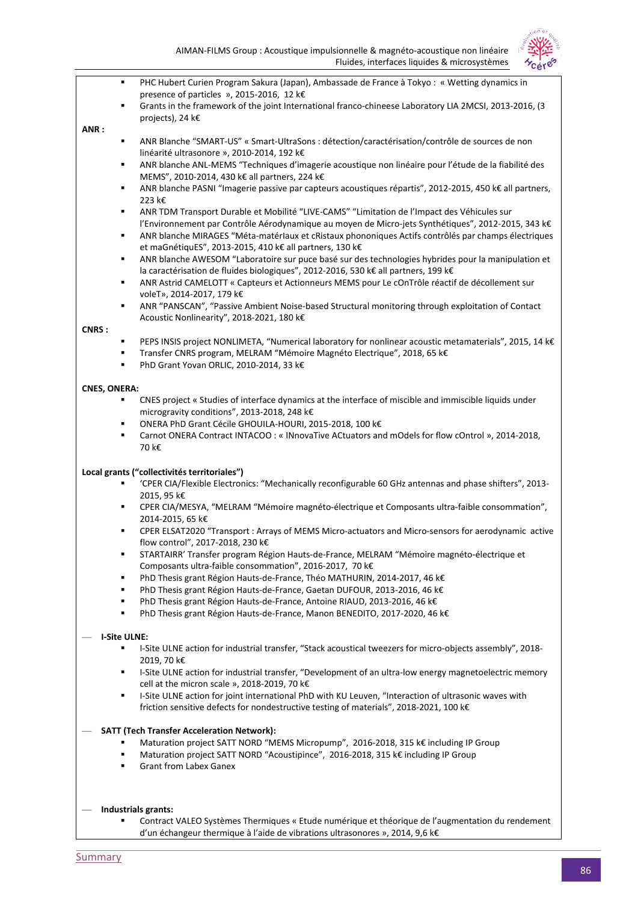- PHC Hubert Curien Program Sakura (Japan), Ambassade de France à Tokyo : « Wetting dynamics in presence of particles », 2015-2016, 12 k€
- Grants in the framework of the joint International franco-chineese Laboratory LIA 2MCSI, 2013-2016, (3 projects), 24 k€

**ANR :**

- ANR Blanche "SMART-US" « Smart-UltraSons : détection/caractérisation/contrôle de sources de non linéarité ultrasonore », 2010-2014, 192 k€
- ANR blanche ANL-MEMS "Techniques d'imagerie acoustique non linéaire pour l'étude de la fiabilité des MEMS", 2010-2014, 430 k€ all partners, 224 k€
- ANR blanche PASNI "Imagerie passive par capteurs acoustiques répartis", 2012-2015, 450 k€ all partners, 223 k€
- ANR TDM Transport Durable et Mobilité "LIVE-CAMS" "Limitation de l'Impact des Véhicules sur l'Environnement par Contrôle Aérodynamique au moyen de Micro-jets Synthétiques", 2012-2015, 343 k€
- ANR blanche MIRAGES "Méta-matérIaux et cRistaux phononiques Actifs contrôlés par champs électriques et maGnétiquES", 2013-2015, 410 k€ all partners, 130 k€
- ANR blanche AWESOM "Laboratoire sur puce basé sur des technologies hybrides pour la manipulation et la caractérisation de fluides biologiques", 2012-2016, 530 k€ all partners, 199 k€
- ANR Astrid CAMELOTT « Capteurs et Actionneurs MEMS pour Le cOnTrôle réactif de décollement sur voleT», 2014-2017, 179 k€
- ANR "PANSCAN", "Passive Ambient Noise-based Structural monitoring through exploitation of Contact Acoustic Nonlinearity", 2018-2021, 180 k€

**CNRS :**

- PEPS INSIS project NONLIMETA, "Numerical laboratory for nonlinear acoustic metamaterials", 2015, 14 k€
- Transfer CNRS program, MELRAM "Mémoire Magnéto Electrique", 2018, 65 k€
- PhD Grant Yovan ORLIC, 2010-2014, 33 k€

**CNES, ONERA:**

- CNES project « Studies of interface dynamics at the interface of miscible and immiscible liquids under microgravity conditions", 2013-2018, 248 k€
- ONERA PhD Grant Cécile GHOUILA-HOURI, 2015-2018, 100 k€
- Carnot ONERA Contract INTACOO : « INnovaTive ACtuators and mOdels for flow cOntrol », 2014-2018, 70 k€

**Local grants ("collectivités territoriales")**

- 'CPER CIA/Flexible Electronics: "Mechanically reconfigurable 60 GHz antennas and phase shifters", 2013-2015, 95 k€
- CPER CIA/MESYA, "MELRAM "Mémoire magnéto-électrique et Composants ultra-faible consommation", 2014-2015, 65 k€
- CPER ELSAT2020 "Transport : Arrays of MEMS Micro-actuators and Micro-sensors for aerodynamic active flow control", 2017-2018, 230 k€
- STARTAIRR' Transfer program Région Hauts-de-France, MELRAM "Mémoire magnéto-électrique et Composants ultra-faible consommation", 2016-2017, 70 k€
- PhD Thesis grant Région Hauts-de-France, Théo MATHURIN, 2014-2017, 46 k€
- PhD Thesis grant Région Hauts-de-France, Gaetan DUFOUR, 2013-2016, 46 k€
- PhD Thesis grant Région Hauts-de-France, Antoine RIAUD, 2013-2016, 46 k€
- PhD Thesis grant Région Hauts-de-France, Manon BENEDITO, 2017-2020, 46 k€

**I-Site ULNE:**

- I-Site ULNE action for industrial transfer, "Stack acoustical tweezers for micro-objects assembly", 2018-2019, 70 k€
- I-Site ULNE action for industrial transfer, "Development of an ultra-low energy magnetoelectric memory cell at the micron scale », 2018-2019, 70 k€
- I-Site ULNE action for joint international PhD with KU Leuven, "Interaction of ultrasonic waves with friction sensitive defects for nondestructive testing of materials", 2018-2021, 100 k€

**SATT (Tech Transfer Acceleration Network):**

- Maturation project SATT NORD "MEMS Micropump", 2016-2018, 315 k€ including IP Group
- Maturation project SATT NORD "Acoustipince", 2016-2018, 315 k€ including IP Group
- Grant from Labex Ganex

**Industrials grants:**

- Contract VALEO Systèmes Thermiques « Etude numérique et théorique de l'augmentation du rendement d'un échangeur thermique à l'aide de vibrations ultrasonores », 2014, 9,6 k€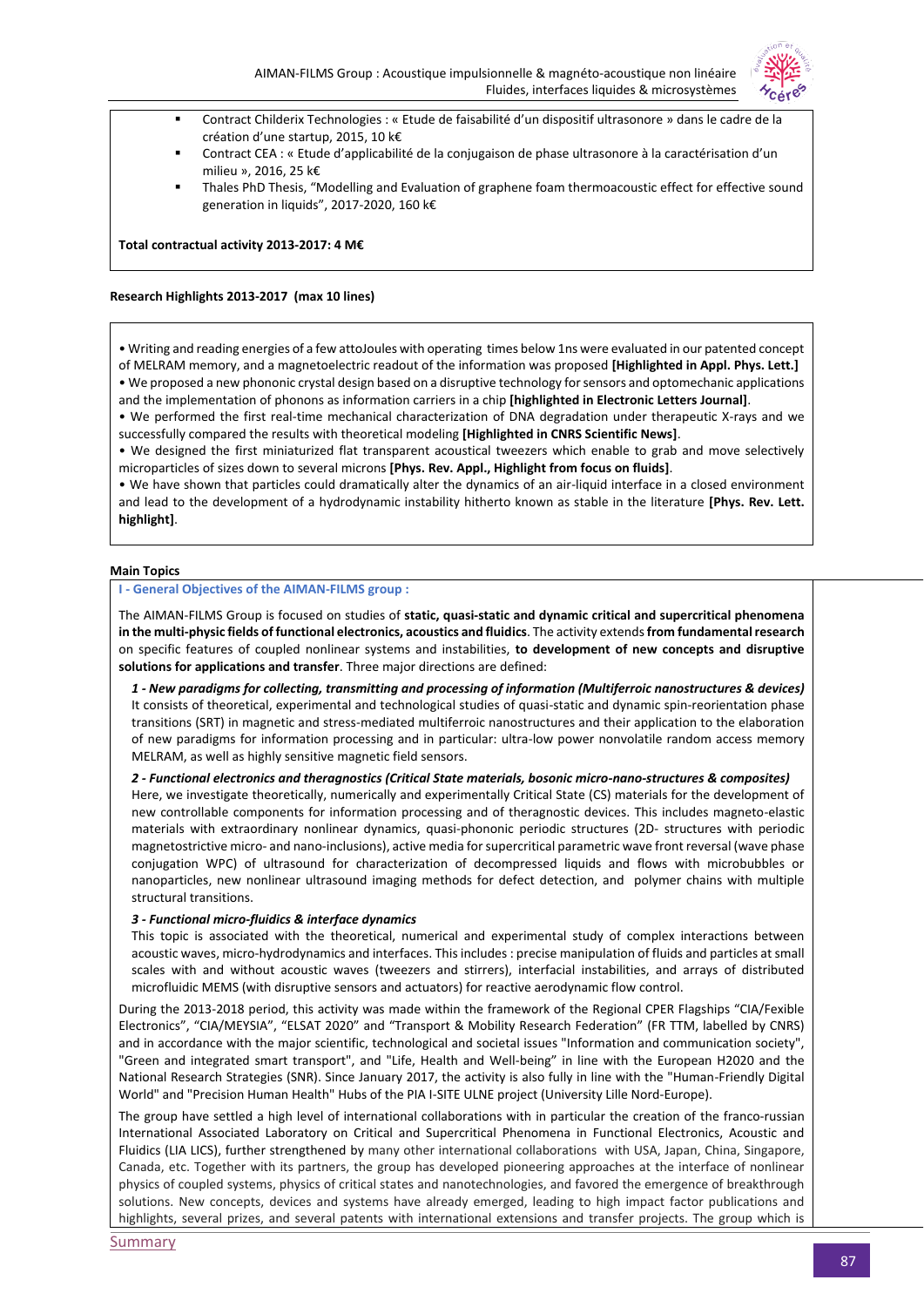- Contract Childerix Technologies : « Etude de faisabilité d'un dispositif ultrasonore » dans le cadre de la création d'une startup, 2015, 10 k€
- Contract CEA : « Etude d'applicabilité de la conjugaison de phase ultrasonore à la caractérisation d'un milieu », 2016, 25 k€
- Thales PhD Thesis, "Modelling and Evaluation of graphene foam thermoacoustic effect for effective sound generation in liquids", 2017-2020, 160 k€

**Total contractual activity 2013-2017: 4 M€**

**Research Highlights 2013-2017 (max 10 lines)**

• Writing and reading energies of a few attoJoules with operating times below 1ns were evaluated in our patented concept of MELRAM memory, and a magnetoelectric readout of the information was proposed **[Highlighted in Appl. Phys. Lett.]**
• We proposed a new phononic crystal design based on a disruptive technology for sensors and optomechanic applications and the implementation of phonons as information carriers in a chip **[highlighted in Electronic Letters Journal]**.
• We performed the first real-time mechanical characterization of DNA degradation under therapeutic X-rays and we successfully compared the results with theoretical modeling **[Highlighted in CNRS Scientific News]**.
• We designed the first miniaturized flat transparent acoustical tweezers which enable to grab and move selectively microparticles of sizes down to several microns **[Phys. Rev. Appl., Highlight from focus on fluids]**.
• We have shown that particles could dramatically alter the dynamics of an air-liquid interface in a closed environment and lead to the development of a hydrodynamic instability hitherto known as stable in the literature **[Phys. Rev. Lett. highlight]**.

**Main Topics**

**I - General Objectives of the AIMAN-FILMS group :**

The AIMAN-FILMS Group is focused on studies of **static, quasi-static and dynamic critical and supercritical phenomena in the multi-physic fields of functional electronics, acoustics and fluidics**. The activity extends **from fundamental research** on specific features of coupled nonlinear systems and instabilities, **to development of new concepts and disruptive solutions for applications and transfer**. Three major directions are defined:

***1 - New paradigms for collecting, transmitting and processing of information (Multiferroic nanostructures & devices)***
It consists of theoretical, experimental and technological studies of quasi-static and dynamic spin-reorientation phase transitions (SRT) in magnetic and stress-mediated multiferroic nanostructures and their application to the elaboration of new paradigms for information processing and in particular: ultra-low power nonvolatile random access memory MELRAM, as well as highly sensitive magnetic field sensors.

***2 - Functional electronics and theragnostics (Critical State materials, bosonic micro-nano-structures & composites)***
Here, we investigate theoretically, numerically and experimentally Critical State (CS) materials for the development of new controllable components for information processing and theragnostic devices. This includes magneto-elastic materials with extraordinary nonlinear dynamics, quasi-phononic periodic structures (2D- structures with periodic magnetostrictive micro- and nano-inclusions), active media for supercritical parametric wave front reversal (wave phase conjugation WPC) of ultrasound for characterization of decompressed liquids and flows with microbubbles or nanoparticles, new nonlinear ultrasound imaging methods for defect detection, and polymer chains with multiple structural transitions.

***3 - Functional micro-fluidics & interface dynamics***
This topic is associated with the theoretical, numerical and experimental study of complex interactions between acoustic waves, micro-hydrodynamics and interfaces. This includes : precise manipulation of fluids and particles at small scales with and without acoustic waves (tweezers and stirrers), interfacial instabilities, and arrays of distributed microfluidic MEMS (with disruptive sensors and actuators) for reactive aerodynamic flow control.

During the 2013-2018 period, this activity was made within the framework of the Regional CPER Flagships "CIA/Fexible Electronics", "CIA/MEYSIA", "ELSAT 2020" and "Transport & Mobility Research Federation" (FR TTM, labelled by CNRS) and in accordance with the major scientific, technological and societal issues "Information and communication society", "Green and integrated smart transport", and "Life, Health and Well-being" in line with the European H2020 and the National Research Strategies (SNR). Since January 2017, the activity is also fully in line with the "Human-Friendly Digital World" and "Precision Human Health" Hubs of the PIA I-SITE ULNE project (University Lille Nord-Europe).

The group have settled a high level of international collaborations with in particular the creation of the franco-russian International Associated Laboratory on Critical and Supercritical Phenomena in Functional Electronics, Acoustic and Fluidics (LIA LICS), further strengthened by many other international collaborations with USA, Japan, China, Singapore, Canada, etc. Together with its partners, the group has developed pioneering approaches at the interface of nonlinear physics of coupled systems, physics of critical states and nanotechnologies, and favored the emergence of breakthrough solutions. New concepts, devices and systems have already emerged, leading to high impact factor publications and highlights, several prizes, and several patents with international extensions and transfer projects. The group which is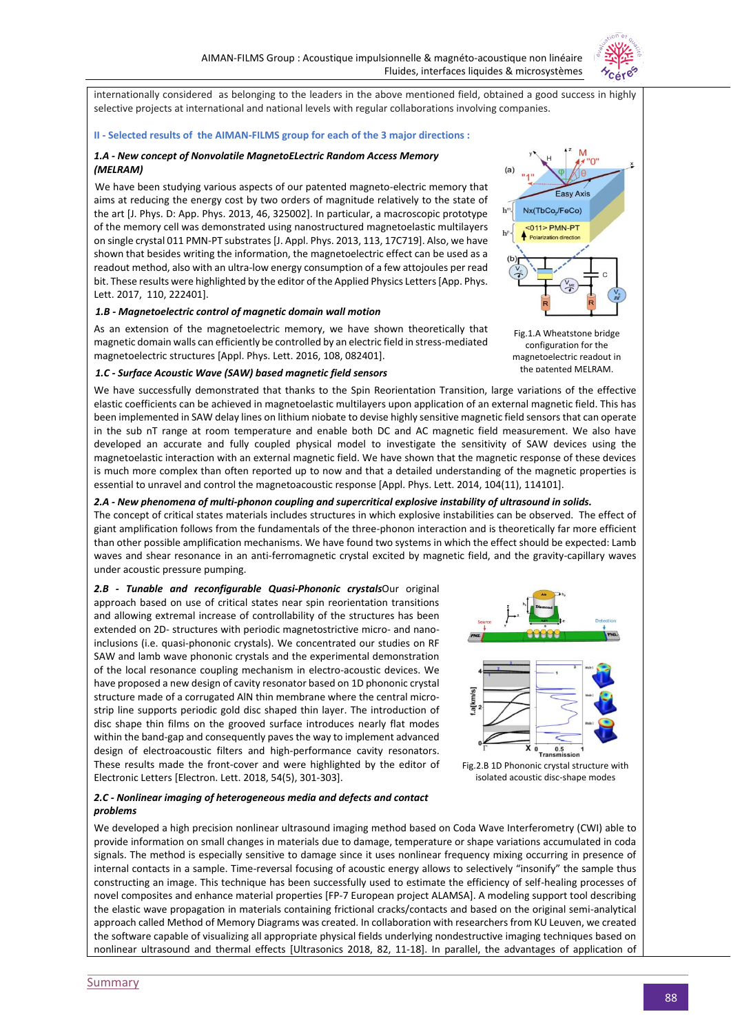internationally considered as belonging to the leaders in the above mentioned field, obtained a good success in highly selective projects at international and national levels with regular collaborations involving companies.

## II - Selected results of the AIMAN-FILMS group for each of the 3 major directions :

### *1.A - New concept of Nonvolatile MagnetoELectric Random Access Memory (MELRAM)*

We have been studying various aspects of our patented magneto-electric memory that aims at reducing the energy cost by two orders of magnitude relatively to the state of the art [J. Phys. D: App. Phys. 2013, 46, 325002]. In particular, a macroscopic prototype of the memory cell was demonstrated using nanostructured magnetoelastic multilayers on single crystal 011 PMN-PT substrates [J. Appl. Phys. 2013, 113, 17C719]. Also, we have shown that besides writing the information, the magnetoelectric effect can be used as a readout method, also with an ultra-low energy consumption of a few attojoules per read bit. These results were highlighted by the editor of the Applied Physics Letters [App. Phys. Lett. 2017, 110, 222401].

Fig.1.A Wheatstone bridge configuration for the magnetoelectric readout in the patented MELRAM.

### *1.B - Magnetoelectric control of magnetic domain wall motion*

As an extension of the magnetoelectric memory, we have shown theoretically that magnetic domain walls can efficiently be controlled by an electric field in stress-mediated magnetoelectric structures [Appl. Phys. Lett. 2016, 108, 082401].

### *1.C - Surface Acoustic Wave (SAW) based magnetic field sensors*

We have successfully demonstrated that thanks to the Spin Reorientation Transition, large variations of the effective elastic coefficients can be achieved in magnetoelastic multilayers upon application of an external magnetic field. This has been implemented in SAW delay lines on lithium niobate to devise highly sensitive magnetic field sensors that can operate in the sub nT range at room temperature and enable both DC and AC magnetic field measurement. We also have developed an accurate and fully coupled physical model to investigate the sensitivity of SAW devices using the magnetoelastic interaction with an external magnetic field. We have shown that the magnetic response of these devices is much more complex than often reported up to now and that a detailed understanding of the magnetic properties is essential to unravel and control the magnetoacoustic response [Appl. Phys. Lett. 2014, 104(11), 114101].

### *2.A - New phenomena of multi-phonon coupling and supercritical explosive instability of ultrasound in solids.*

The concept of critical states materials includes structures in which explosive instabilities can be observed. The effect of giant amplification follows from the fundamentals of the three-phonon interaction and is theoretically far more efficient than other possible amplification mechanisms. We have found two systems in which the effect should be expected: Lamb waves and shear resonance in an anti-ferromagnetic crystal excited by magnetic field, and the gravity-capillary waves under acoustic pressure pumping.

***2.B - Tunable and reconfigurable Quasi-Phononic crystals*** Our original approach based on use of critical states near spin reorientation transitions and allowing extremal increase of controllability of the structures has been extended on 2D- structures with periodic magnetostrictive micro- and nano-inclusions (i.e. quasi-phononic crystals). We concentrated our studies on RF SAW and lamb wave phononic crystals and the experimental demonstration of the local resonance coupling mechanism in electro-acoustic devices. We have proposed a new design of cavity resonator based on 1D phononic crystal structure made of a corrugated AlN thin membrane where the central micro-strip line supports periodic gold disc shaped thin layer. The introduction of disc shape thin films on the grooved surface introduces nearly flat modes within the band-gap and consequently paves the way to implement advanced design of electroacoustic filters and high-performance cavity resonators. These results made the front-cover and were highlighted by the editor of Electronic Letters [Electron. Lett. 2018, 54(5), 301-303].

Fig.2.B 1D Phononic crystal structure with isolated acoustic disc-shape modes

### *2.C - Nonlinear imaging of heterogeneous media and defects and contact problems*

We developed a high precision nonlinear ultrasound imaging method based on Coda Wave Interferometry (CWI) able to provide information on small changes in materials due to damage, temperature or shape variations accumulated in coda signals. The method is especially sensitive to damage since it uses nonlinear frequency mixing occurring in presence of internal contacts in a sample. Time-reversal focusing of acoustic energy allows to selectively "insonify" the sample thus constructing an image. This technique has been successfully used to estimate the efficiency of self-healing processes of novel composites and enhance material properties [FP-7 European project ALAMSA]. A modeling support tool describing the elastic wave propagation in materials containing frictional cracks/contacts and based on the original semi-analytical approach called Method of Memory Diagrams was created. In collaboration with researchers from KU Leuven, we created the software capable of visualizing all appropriate physical fields underlying nondestructive imaging techniques based on nonlinear ultrasound and thermal effects [Ultrasonics 2018, 82, 11-18]. In parallel, the advantages of application of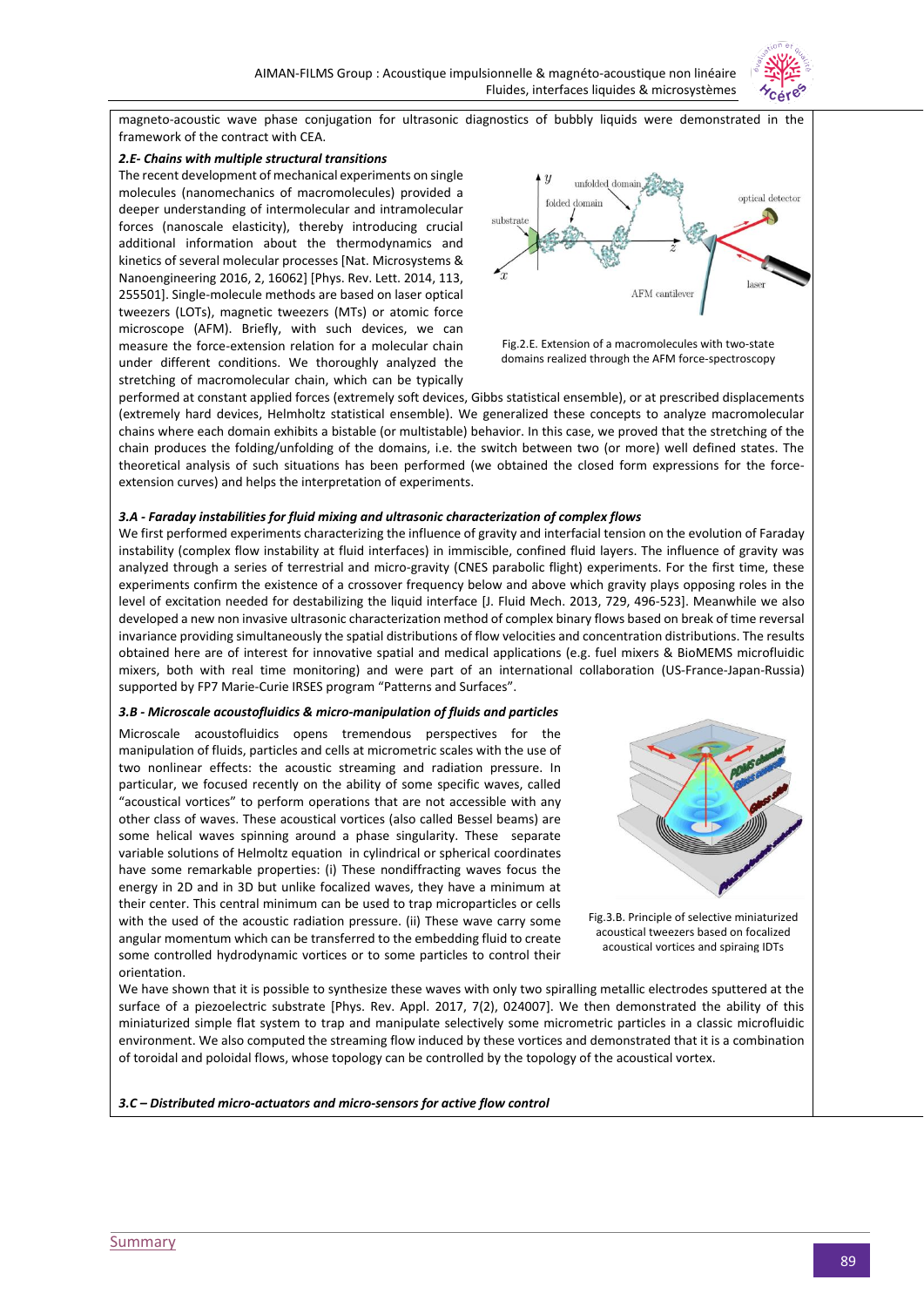magneto-acoustic wave phase conjugation for ultrasonic diagnostics of bubbly liquids were demonstrated in the framework of the contract with CEA.

***2.E- Chains with multiple structural transitions***

The recent development of mechanical experiments on single molecules (nanomechanics of macromolecules) provided a deeper understanding of intermolecular and intramolecular forces (nanoscale elasticity), thereby introducing crucial additional information about the thermodynamics and kinetics of several molecular processes [Nat. Microsystems & Nanoengineering 2016, 2, 16062] [Phys. Rev. Lett. 2014, 113, 255501]. Single-molecule methods are based on laser optical tweezers (LOTs), magnetic tweezers (MTs) or atomic force microscope (AFM). Briefly, with such devices, we can measure the force-extension relation for a molecular chain under different conditions. We thoroughly analyzed the stretching of macromolecular chain, which can be typically performed at constant applied forces (extremely soft devices, Gibbs statistical ensemble), or at prescribed displacements (extremely hard devices, Helmholtz statistical ensemble). We generalized these concepts to analyze macromolecular chains where each domain exhibits a bistable (or multistable) behavior. In this case, we proved that the stretching of the chain produces the folding/unfolding of the domains, i.e. the switch between two (or more) well defined states. The theoretical analysis of such situations has been performed (we obtained the closed form expressions for the force-extension curves) and helps the interpretation of experiments.

Fig.2.E. Extension of a macromolecules with two-state domains realized through the AFM force-spectroscopy

***3.A - Faraday instabilities for fluid mixing and ultrasonic characterization of complex flows***

We first performed experiments characterizing the influence of gravity and interfacial tension on the evolution of Faraday instability (complex flow instability at fluid interfaces) in immiscible, confined fluid layers. The influence of gravity was analyzed through a series of terrestrial and micro-gravity (CNES parabolic flight) experiments. For the first time, these experiments confirm the existence of a crossover frequency below and above which gravity plays opposing roles in the level of excitation needed for destabilizing the liquid interface [J. Fluid Mech. 2013, 729, 496-523]. Meanwhile we also developed a new non invasive ultrasonic characterization method of complex binary flows based on break of time reversal invariance providing simultaneously the spatial distributions of flow velocities and concentration distributions. The results obtained here are of interest for innovative spatial and medical applications (e.g. fuel mixers & BioMEMS microfluidic mixers, both with real time monitoring) and were part of an international collaboration (US-France-Japan-Russia) supported by FP7 Marie-Curie IRSES program "Patterns and Surfaces".

***3.B - Microscale acoustofluidics & micro-manipulation of fluids and particles***

Microscale acoustofluidics opens tremendous perspectives for the manipulation of fluids, particles and cells at micrometric scales with the use of two nonlinear effects: the acoustic streaming and radiation pressure. In particular, we focused recently on the ability of some specific waves, called "acoustical vortices" to perform operations that are not accessible with any other class of waves. These acoustical vortices (also called Bessel beams) are some helical waves spinning around a phase singularity. These separate variable solutions of Helmoltz equation in cylindrical or spherical coordinates have some remarkable properties: (i) These nondiffracting waves focus the energy in 2D and in 3D but unlike focalized waves, they have a minimum at their center. This central minimum can be used to trap microparticles or cells with the used of the acoustic radiation pressure. (ii) These wave carry some angular momentum which can be transferred to the embedding fluid to create some controlled hydrodynamic vortices or to some particles to control their orientation.

Fig.3.B. Principle of selective miniaturized acoustical tweezers based on focalized acoustical vortices and spiraing IDTs

We have shown that it is possible to synthesize these waves with only two spiralling metallic electrodes sputtered at the surface of a piezoelectric substrate [Phys. Rev. Appl. 2017, 7(2), 024007]. We then demonstrated the ability of this miniaturized simple flat system to trap and manipulate selectively some micrometric particles in a classic microfluidic environment. We also computed the streaming flow induced by these vortices and demonstrated that it is a combination of toroidal and poloidal flows, whose topology can be controlled by the topology of the acoustical vortex.

***3.C – Distributed micro-actuators and micro-sensors for active flow control***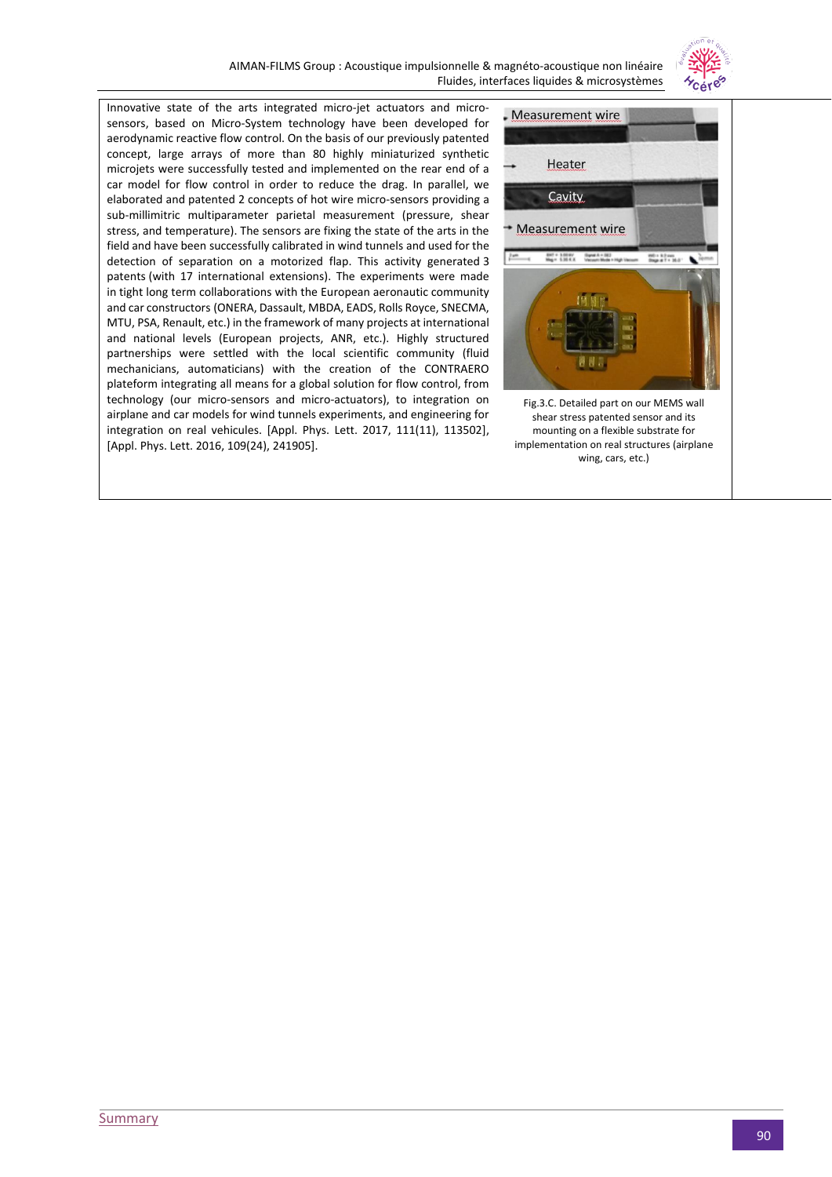Innovative state of the arts integrated micro-jet actuators and micro-sensors, based on Micro-System technology have been developed for aerodynamic reactive flow control. On the basis of our previously patented concept, large arrays of more than 80 highly miniaturized synthetic microjets were successfully tested and implemented on the rear end of a car model for flow control in order to reduce the drag. In parallel, we elaborated and patented 2 concepts of hot wire micro-sensors providing a sub-millimitric multiparameter parietal measurement (pressure, shear stress, and temperature). The sensors are fixing the state of the arts in the field and have been successfully calibrated in wind tunnels and used for the detection of separation on a motorized flap. This activity generated 3 patents (with 17 international extensions). The experiments were made in tight long term collaborations with the European aeronautic community and car constructors (ONERA, Dassault, MBDA, EADS, Rolls Royce, SNECMA, MTU, PSA, Renault, etc.) in the framework of many projects at international and national levels (European projects, ANR, etc.). Highly structured partnerships were settled with the local scientific community (fluid mechanicians, automaticians) with the creation of the CONTRAERO plateform integrating all means for a global solution for flow control, from technology (our micro-sensors and micro-actuators), to integration on airplane and car models for wind tunnels experiments, and engineering for integration on real vehicules. [Appl. Phys. Lett. 2017, 111(11), 113502], [Appl. Phys. Lett. 2016, 109(24), 241905].

Measurement wire

Heater

Cavity

Measurement wire

Fig.3.C. Detailed part on our MEMS wall shear stress patented sensor and its mounting on a flexible substrate for implementation on real structures (airplane wing, cars, etc.)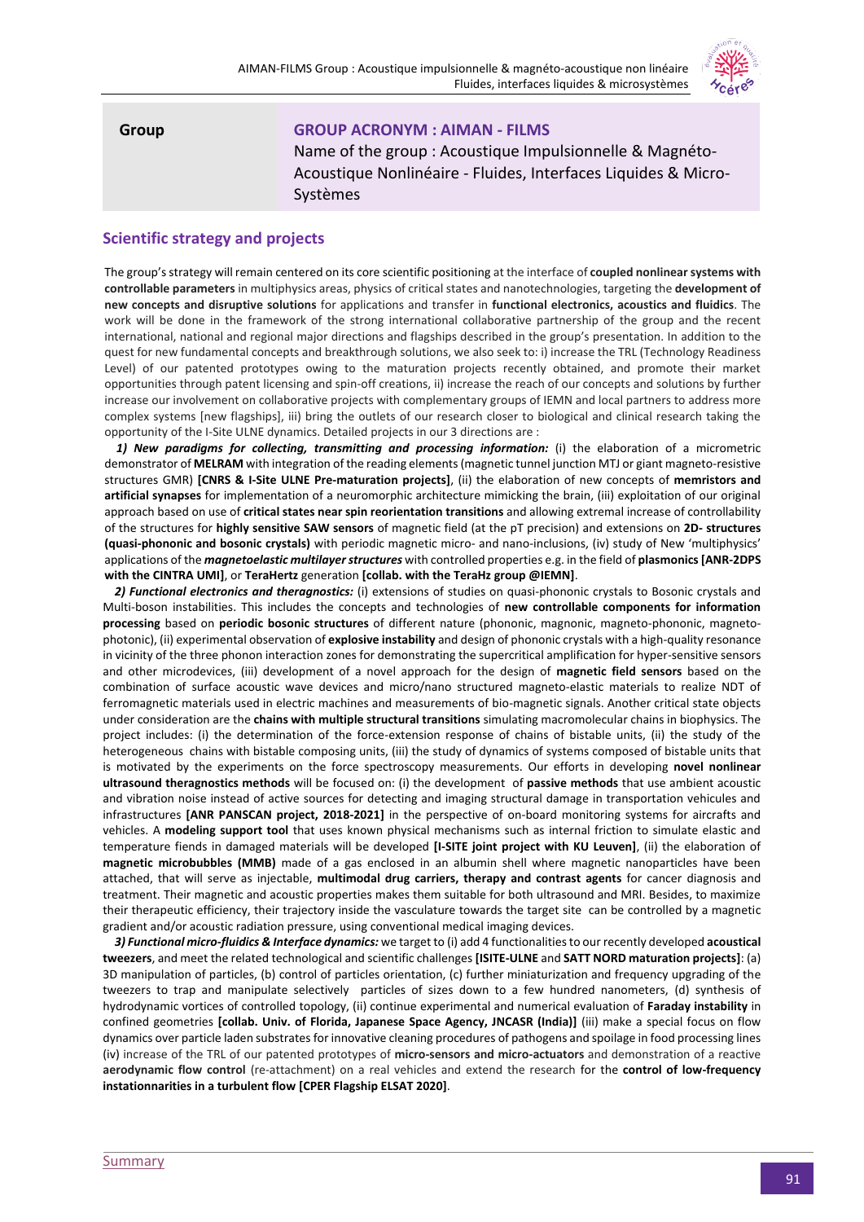| Group | **GROUP ACRONYM : AIMAN - FILMS** Name of the group : Acoustique Impulsionnelle & Magnéto-Acoustique Nonlinéaire - Fluides, Interfaces Liquides & Micro-Systèmes |
|---|---|

## Scientific strategy and projects

The group's strategy will remain centered on its core scientific positioning at the interface of **coupled nonlinear systems with controllable parameters** in multiphysics areas, physics of critical states and nanotechnologies, targeting the **development of new concepts and disruptive solutions** for applications and transfer in **functional electronics, acoustics and fluidics**. The work will be done in the framework of the strong international collaborative partnership of the group and the recent international, national and regional major directions and flagships described in the group's presentation. In addition to the quest for new fundamental concepts and breakthrough solutions, we also seek to: i) increase the TRL (Technology Readiness Level) of our patented prototypes owing to the maturation projects recently obtained, and promote their market opportunities through patent licensing and spin-off creations, ii) increase the reach of our concepts and solutions by further increase our involvement on collaborative projects with complementary groups of IEMN and local partners to address more complex systems [new flagships], iii) bring the outlets of our research closer to biological and clinical research taking the opportunity of the I-Site ULNE dynamics. Detailed projects in our 3 directions are :

***1) New paradigms for collecting, transmitting and processing information:*** (i) the elaboration of a micrometric demonstrator of **MELRAM** with integration of the reading elements (magnetic tunnel junction MTJ or giant magneto-resistive structures GMR) **[CNRS & I-Site ULNE Pre-maturation projects]**, (ii) the elaboration of new concepts of **memristors and artificial synapses** for implementation of a neuromorphic architecture mimicking the brain, (iii) exploitation of our original approach based on use of **critical states near spin reorientation transitions** and allowing extremal increase of controllability of the structures for **highly sensitive SAW sensors** of magnetic field (at the pT precision) and extensions on **2D- structures (quasi-phononic and bosonic crystals)** with periodic magnetic micro- and nano-inclusions, (iv) study of New 'multiphysics' applications of the ***magnetoelastic multilayer structures*** with controlled properties e.g. in the field of **plasmonics [ANR-2DPS with the CINTRA UMI]**, or **TeraHertz** generation **[collab. with the TeraHz group @IEMN]**.

***2) Functional electronics and theragnostics:*** (i) extensions of studies on quasi-phononic crystals to Bosonic crystals and Multi-boson instabilities. This includes the concepts and technologies of **new controllable components for information processing** based on **periodic bosonic structures** of different nature (phononic, magnonic, magneto-phononic, magneto-photonic), (ii) experimental observation of **explosive instability** and design of phononic crystals with a high-quality resonance in vicinity of the three phonon interaction zones for demonstrating the supercritical amplification for hyper-sensitive sensors and other microdevices, (iii) development of a novel approach for the design of **magnetic field sensors** based on the combination of surface acoustic wave devices and micro/nano structured magneto-elastic materials to realize NDT of ferromagnetic materials used in electric machines and measurements of bio-magnetic signals. Another critical state objects under consideration are the **chains with multiple structural transitions** simulating macromolecular chains in biophysics. The project includes: (i) the determination of the force-extension response of chains of bistable units, (ii) the study of the heterogeneous chains with bistable composing units, (iii) the study of dynamics of systems composed of bistable units that is motivated by the experiments on the force spectroscopy measurements. Our efforts in developing **novel nonlinear ultrasound theragnostics methods** will be focused on: (i) the development of **passive methods** that use ambient acoustic and vibration noise instead of active sources for detecting and imaging structural damage in transportation vehicules and infrastructures **[ANR PANSCAN project, 2018-2021]** in the perspective of on-board monitoring systems for aircrafts and vehicles. A **modeling support tool** that uses known physical mechanisms such as internal friction to simulate elastic and temperature fiends in damaged materials will be developed **[I-SITE joint project with KU Leuven]**, (ii) the elaboration of **magnetic microbubbles (MMB)** made of a gas enclosed in an albumin shell where magnetic nanoparticles have been attached, that will serve as injectable, **multimodal drug carriers, therapy and contrast agents** for cancer diagnosis and treatment. Their magnetic and acoustic properties makes them suitable for both ultrasound and MRI. Besides, to maximize their therapeutic efficiency, their trajectory inside the vasculature towards the target site can be controlled by a magnetic gradient and/or acoustic radiation pressure, using conventional medical imaging devices.

***3) Functional micro-fluidics & Interface dynamics:*** we target to (i) add 4 functionalities to our recently developed **acoustical tweezers**, and meet the related technological and scientific challenges **[ISITE-ULNE** and **SATT NORD maturation projects]**: (a) 3D manipulation of particles, (b) control of particles orientation, (c) further miniaturization and frequency upgrading of the tweezers to trap and manipulate selectively particles of sizes down to a few hundred nanometers, (d) synthesis of hydrodynamic vortices of controlled topology, (ii) continue experimental and numerical evaluation of **Faraday instability** in confined geometries **[collab. Univ. of Florida, Japanese Space Agency, JNCASR (India)]** (iii) make a special focus on flow dynamics over particle laden substrates for innovative cleaning procedures of pathogens and spoilage in food processing lines (iv) increase of the TRL of our patented prototypes of **micro-sensors and micro-actuators** and demonstration of a reactive **aerodynamic flow control** (re-attachment) on a real vehicles and extend the research for the **control of low-frequency instationnarities in a turbulent flow [CPER Flagship ELSAT 2020]**.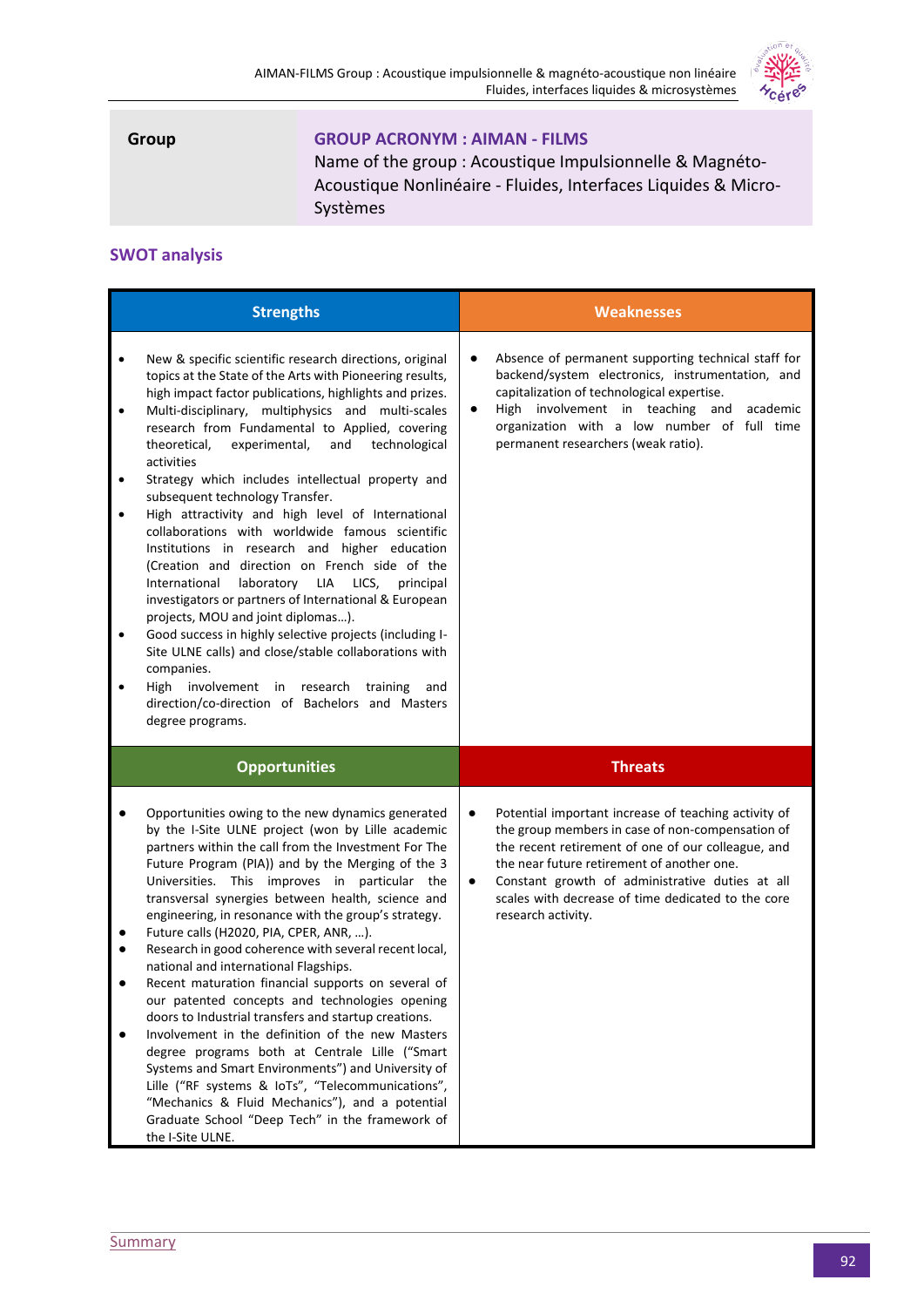| Group | GROUP ACRONYM : AIMAN - FILMS<br>Name of the group : Acoustique Impulsionnelle & Magnéto-Acoustique Nonlinéaire - Fluides, Interfaces Liquides & Micro-Systèmes |
|---|---|

## SWOT analysis

| Strengths | Weaknesses |
|---|---|
| • New & specific scientific research directions, original topics at the State of the Arts with Pioneering results, high impact factor publications, highlights and prizes.<br>• Multi-disciplinary, multiphysics and multi-scales research from Fundamental to Applied, covering theoretical, experimental, and technological activities<br>• Strategy which includes intellectual property and subsequent technology Transfer.<br>• High attractivity and high level of International collaborations with worldwide famous scientific Institutions in research and higher education (Creation and direction on French side of the International laboratory LIA LICS, principal investigators or partners of International & European projects, MOU and joint diplomas…).<br>• Good success in highly selective projects (including I-Site ULNE calls) and close/stable collaborations with companies.<br>• High involvement in research training and direction/co-direction of Bachelors and Masters degree programs. | • Absence of permanent supporting technical staff for backend/system electronics, instrumentation, and capitalization of technological expertise.<br>• High involvement in teaching and academic organization with a low number of full time permanent researchers (weak ratio). |
| **Opportunities** | **Threats** |
| • Opportunities owing to the new dynamics generated by the I-Site ULNE project (won by Lille academic partners within the call from the Investment For The Future Program (PIA)) and by the Merging of the 3 Universities. This improves in particular the transversal synergies between health, science and engineering, in resonance with the group's strategy.<br>• Future calls (H2020, PIA, CPER, ANR, …).<br>• Research in good coherence with several recent local, national and international Flagships.<br>• Recent maturation financial supports on several of our patented concepts and technologies opening doors to Industrial transfers and startup creations.<br>• Involvement in the definition of the new Masters degree programs both at Centrale Lille ("Smart Systems and Smart Environments") and University of Lille ("RF systems & IoTs", "Telecommunications", "Mechanics & Fluid Mechanics"), and a potential Graduate School "Deep Tech" in the framework of the I-Site ULNE. | • Potential important increase of teaching activity of the group members in case of non-compensation of the recent retirement of one of our colleague, and the near future retirement of another one.<br>• Constant growth of administrative duties at all scales with decrease of time dedicated to the core research activity. |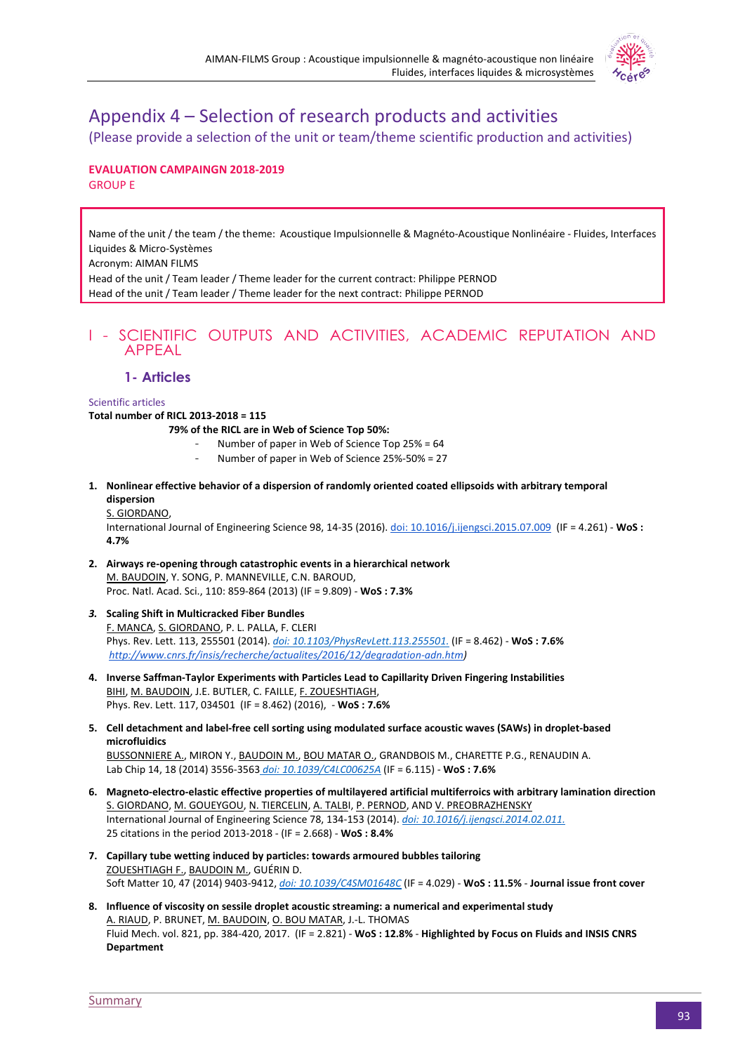# Appendix 4 – Selection of research products and activities

(Please provide a selection of the unit or team/theme scientific production and activities)

**EVALUATION CAMPAINGN 2018-2019**
GROUP E

Name of the unit / the team / the theme: Acoustique Impulsionnelle & Magnéto-Acoustique Nonlinéaire - Fluides, Interfaces Liquides & Micro-Systèmes
Acronym: AIMAN FILMS
Head of the unit / Team leader / Theme leader for the current contract: Philippe PERNOD
Head of the unit / Team leader / Theme leader for the next contract: Philippe PERNOD

## I - SCIENTIFIC OUTPUTS AND ACTIVITIES, ACADEMIC REPUTATION AND APPEAL

### 1- Articles

Scientific articles

**Total number of RICL 2013-2018 = 115**

**79% of the RICL are in Web of Science Top 50%:**

- Number of paper in Web of Science Top 25% = 64
- Number of paper in Web of Science 25%-50% = 27

1. **Nonlinear effective behavior of a dispersion of randomly oriented coated ellipsoids with arbitrary temporal dispersion**
   S. GIORDANO,
   International Journal of Engineering Science 98, 14-35 (2016). doi: 10.1016/j.ijengsci.2015.07.009 (IF = 4.261) - **WoS : 4.7%**

2. **Airways re-opening through catastrophic events in a hierarchical network**
   M. BAUDOIN, Y. SONG, P. MANNEVILLE, C.N. BAROUD,
   Proc. Natl. Acad. Sci., 110: 859-864 (2013) (IF = 9.809) - **WoS : 7.3%**

3. ***Scaling Shift in Multicracked Fiber Bundles***
   F. MANCA, S. GIORDANO, P. L. PALLA, F. CLERI
   Phys. Rev. Lett. 113, 255501 (2014). *doi: 10.1103/PhysRevLett.113.255501.* (IF = 8.462) - **WoS : 7.6%**
   *http://www.cnrs.fr/insis/recherche/actualites/2016/12/degradation-adn.htm)*

4. **Inverse Saffman-Taylor Experiments with Particles Lead to Capillarity Driven Fingering Instabilities**
   BIHI, M. BAUDOIN, J.E. BUTLER, C. FAILLE, F. ZOUESHTIAGH,
   Phys. Rev. Lett. 117, 034501 (IF = 8.462) (2016), - **WoS : 7.6%**

5. **Cell detachment and label-free cell sorting using modulated surface acoustic waves (SAWs) in droplet-based microfluidics**
   BUSSONNIERE A., MIRON Y., BAUDOIN M., BOU MATAR O., GRANDBOIS M., CHARETTE P.G., RENAUDIN A.
   Lab Chip 14, 18 (2014) 3556-3563 doi: 10.1039/C4LC00625A (IF = 6.115) - **WoS : 7.6%**

6. **Magneto-electro-elastic effective properties of multilayered artificial multiferroics with arbitrary lamination direction**
   S. GIORDANO, M. GOUEYGOU, N. TIERCELIN, A. TALBI, P. PERNOD, AND V. PREOBRAZHENSKY
   International Journal of Engineering Science 78, 134-153 (2014). *doi: 10.1016/j.ijengsci.2014.02.011.*
   25 citations in the period 2013-2018 - (IF = 2.668) - **WoS : 8.4%**

7. **Capillary tube wetting induced by particles: towards armoured bubbles tailoring**
   ZOUESHTIAGH F., BAUDOIN M., GUÉRIN D.
   Soft Matter 10, 47 (2014) 9403-9412, *doi: 10.1039/C4SM01648C* (IF = 4.029) - **WoS : 11.5%** - **Journal issue front cover**

8. **Influence of viscosity on sessile droplet acoustic streaming: a numerical and experimental study**
   A. RIAUD, P. BRUNET, M. BAUDOIN, O. BOU MATAR, J.-L. THOMAS
   Fluid Mech. vol. 821, pp. 384-420, 2017. (IF = 2.821) - **WoS : 12.8%** - **Highlighted by Focus on Fluids and INSIS CNRS Department**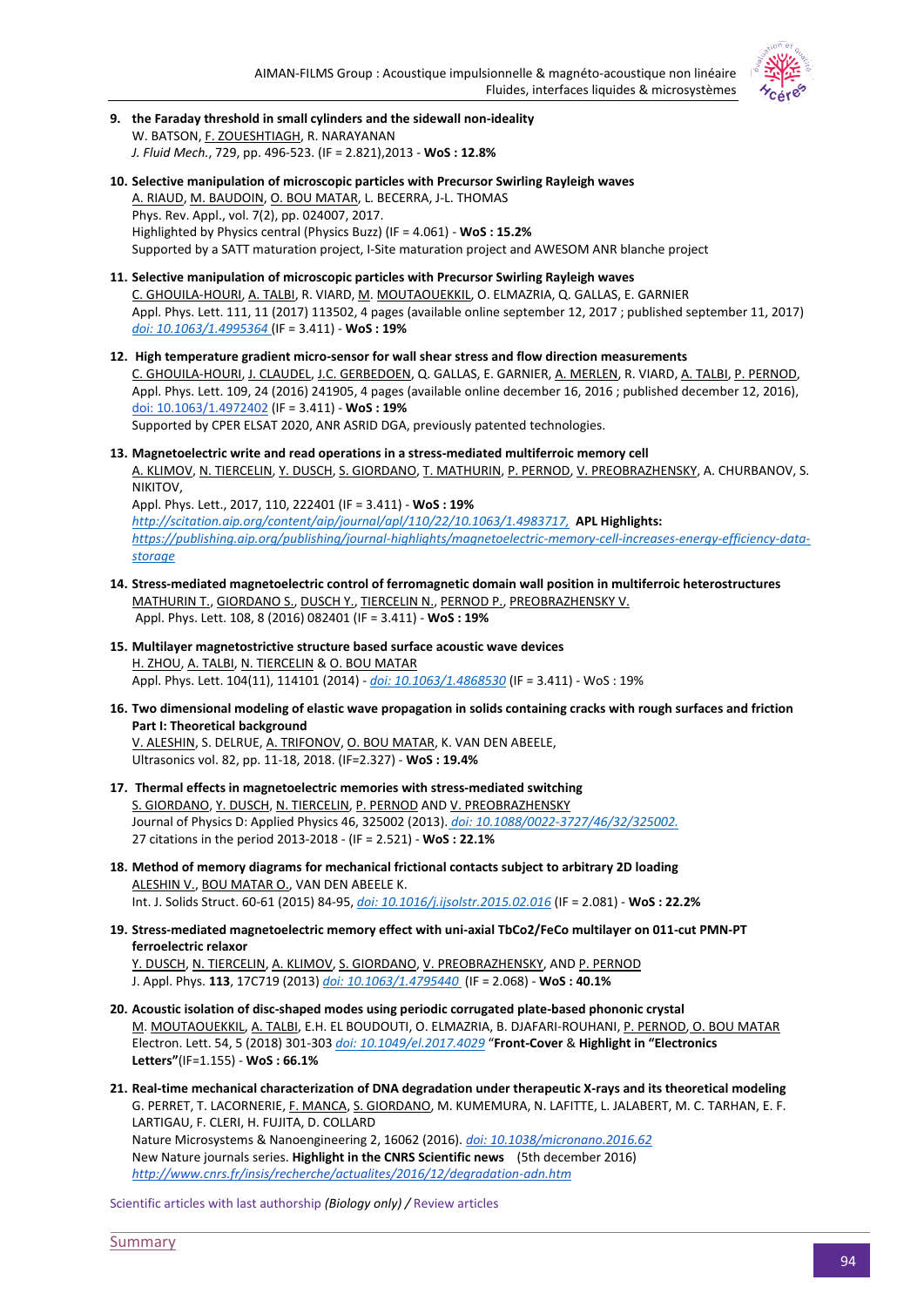9. **the Faraday threshold in small cylinders and the sidewall non-ideality**
   W. BATSON, F. ZOUESHTIAGH, R. NARAYANAN
   *J. Fluid Mech.*, 729, pp. 496-523. (IF = 2.821),2013 - **WoS : 12.8%**

10. **Selective manipulation of microscopic particles with Precursor Swirling Rayleigh waves**
    A. RIAUD, M. BAUDOIN, O. BOU MATAR, L. BECERRA, J-L. THOMAS
    Phys. Rev. Appl., vol. 7(2), pp. 024007, 2017.
    Highlighted by Physics central (Physics Buzz) (IF = 4.061) - **WoS : 15.2%**
    Supported by a SATT maturation project, I-Site maturation project and AWESOM ANR blanche project

11. **Selective manipulation of microscopic particles with Precursor Swirling Rayleigh waves**
    C. GHOUILA-HOURI, A. TALBI, R. VIARD, M. MOUTAOUEKKIL, O. ELMAZRIA, Q. GALLAS, E. GARNIER
    Appl. Phys. Lett. 111, 11 (2017) 113502, 4 pages (available online september 12, 2017 ; published september 11, 2017) *doi: 10.1063/1.4995364* (IF = 3.411) - **WoS : 19%**

12. **High temperature gradient micro-sensor for wall shear stress and flow direction measurements**
    C. GHOUILA-HOURI, J. CLAUDEL, J.C. GERBEDOEN, Q. GALLAS, E. GARNIER, A. MERLEN, R. VIARD, A. TALBI, P. PERNOD, Appl. Phys. Lett. 109, 24 (2016) 241905, 4 pages (available online december 16, 2016 ; published december 12, 2016), doi: 10.1063/1.4972402 (IF = 3.411) - **WoS : 19%**
    Supported by CPER ELSAT 2020, ANR ASRID DGA, previously patented technologies.

13. **Magnetoelectric write and read operations in a stress-mediated multiferroic memory cell**
    A. KLIMOV, N. TIERCELIN, Y. DUSCH, S. GIORDANO, T. MATHURIN, P. PERNOD, V. PREOBRAZHENSKY, A. CHURBANOV, S. NIKITOV,
    Appl. Phys. Lett., 2017, 110, 222401 (IF = 3.411) - **WoS : 19%**
    *http://scitation.aip.org/content/aip/journal/apl/110/22/10.1063/1.4983717,* **APL Highlights:** *https://publishing.aip.org/publishing/journal-highlights/magnetoelectric-memory-cell-increases-energy-efficiency-data-storage*

14. **Stress-mediated magnetoelectric control of ferromagnetic domain wall position in multiferroic heterostructures**
    MATHURIN T., GIORDANO S., DUSCH Y., TIERCELIN N., PERNOD P., PREOBRAZHENSKY V.
    Appl. Phys. Lett. 108, 8 (2016) 082401 (IF = 3.411) - **WoS : 19%**

15. **Multilayer magnetostrictive structure based surface acoustic wave devices**
    H. ZHOU, A. TALBI, N. TIERCELIN & O. BOU MATAR
    Appl. Phys. Lett. 104(11), 114101 (2014) - *doi: 10.1063/1.4868530* (IF = 3.411) - WoS : 19%

16. **Two dimensional modeling of elastic wave propagation in solids containing cracks with rough surfaces and friction Part I: Theoretical background**
    V. ALESHIN, S. DELRUE, A. TRIFONOV, O. BOU MATAR, K. VAN DEN ABEELE,
    Ultrasonics vol. 82, pp. 11-18, 2018. (IF=2.327) - **WoS : 19.4%**

17. **Thermal effects in magnetoelectric memories with stress-mediated switching**
    S. GIORDANO, Y. DUSCH, N. TIERCELIN, P. PERNOD AND V. PREOBRAZHENSKY
    Journal of Physics D: Applied Physics 46, 325002 (2013). *doi: 10.1088/0022-3727/46/32/325002.*
    27 citations in the period 2013-2018 - (IF = 2.521) - **WoS : 22.1%**

18. **Method of memory diagrams for mechanical frictional contacts subject to arbitrary 2D loading**
    ALESHIN V., BOU MATAR O., VAN DEN ABEELE K.
    Int. J. Solids Struct. 60-61 (2015) 84-95, *doi: 10.1016/j.ijsolstr.2015.02.016* (IF = 2.081) - **WoS : 22.2%**

19. **Stress-mediated magnetoelectric memory effect with uni-axial TbCo2/FeCo multilayer on 011-cut PMN-PT ferroelectric relaxor**
    Y. DUSCH, N. TIERCELIN, A. KLIMOV, S. GIORDANO, V. PREOBRAZHENSKY, AND P. PERNOD
    J. Appl. Phys. **113**, 17C719 (2013) *doi: 10.1063/1.4795440* (IF = 2.068) - **WoS : 40.1%**

20. **Acoustic isolation of disc-shaped modes using periodic corrugated plate-based phononic crystal**
    M. MOUTAOUEKKIL, A. TALBI, E.H. EL BOUDOUTI, O. ELMAZRIA, B. DJAFARI-ROUHANI, P. PERNOD, O. BOU MATAR
    Electron. Lett. 54, 5 (2018) 301-303 *doi: 10.1049/el.2017.4029* "**Front-Cover** & **Highlight in "Electronics Letters"**(IF=1.155) - **WoS : 66.1%**

21. **Real-time mechanical characterization of DNA degradation under therapeutic X-rays and its theoretical modeling**
    G. PERRET, T. LACORNERIE, F. MANCA, S. GIORDANO, M. KUMEMURA, N. LAFITTE, L. JALABERT, M. C. TARHAN, E. F. LARTIGAU, F. CLERI, H. FUJITA, D. COLLARD
    Nature Microsystems & Nanoengineering 2, 16062 (2016). *doi: 10.1038/micronano.2016.62*
    New Nature journals series. **Highlight in the CNRS Scientific news** (5th december 2016)
    *http://www.cnrs.fr/insis/recherche/actualites/2016/12/degradation-adn.htm*

Scientific articles with last authorship *(Biology only)* / Review articles

Summary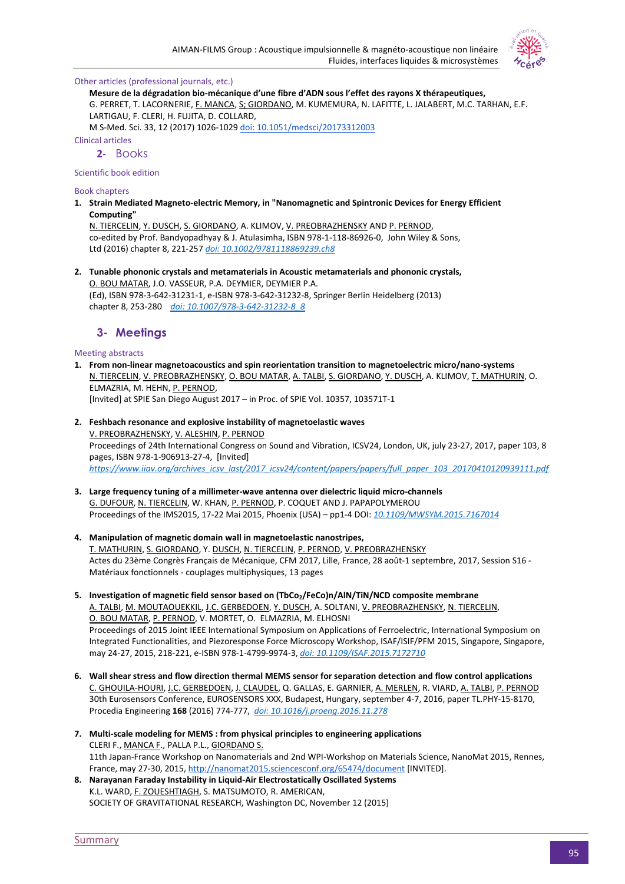Other articles (professional journals, etc.)

**Mesure de la dégradation bio-mécanique d'une fibre d'ADN sous l'effet des rayons X thérapeutiques,**
G. PERRET, T. LACORNERIE, F. MANCA, S; GIORDANO, M. KUMEMURA, N. LAFITTE, L. JALABERT, M.C. TARHAN, E.F. LARTIGAU, F. CLERI, H. FUJITA, D. COLLARD,
M S-Med. Sci. 33, 12 (2017) 1026-1029 doi: 10.1051/medsci/20173312003

Clinical articles

## 2- Books

Scientific book edition

Book chapters

1. **Strain Mediated Magneto-electric Memory, in "Nanomagnetic and Spintronic Devices for Energy Efficient Computing"**
N. TIERCELIN, Y. DUSCH, S. GIORDANO, A. KLIMOV, V. PREOBRAZHENSKY AND P. PERNOD,
co-edited by Prof. Bandyopadhyay & J. Atulasimha, ISBN 978-1-118-86926-0, John Wiley & Sons, Ltd (2016) chapter 8, 221-257 *doi: 10.1002/9781118869239.ch8*

2. **Tunable phononic crystals and metamaterials in Acoustic metamaterials and phononic crystals,**
O. BOU MATAR, J.O. VASSEUR, P.A. DEYMIER, DEYMIER P.A.
(Ed), ISBN 978-3-642-31231-1, e-ISBN 978-3-642-31232-8, Springer Berlin Heidelberg (2013)
chapter 8, 253-280 *doi: 10.1007/978-3-642-31232-8_8*

## 3- Meetings

Meeting abstracts

1. **From non-linear magnetoacoustics and spin reorientation transition to magnetoelectric micro/nano-systems**
N. TIERCELIN, V. PREOBRAZHENSKY, O. BOU MATAR, A. TALBI, S. GIORDANO, Y. DUSCH, A. KLIMOV, T. MATHURIN, O. ELMAZRIA, M. HEHN, P. PERNOD,
[Invited] at SPIE San Diego August 2017 – in Proc. of SPIE Vol. 10357, 103571T-1

2. **Feshbach resonance and explosive instability of magnetoelastic waves**
V. PREOBRAZHENSKY, V. ALESHIN, P. PERNOD
Proceedings of 24th International Congress on Sound and Vibration, ICSV24, London, UK, july 23-27, 2017, paper 103, 8 pages, ISBN 978-1-906913-27-4, [Invited]
*https://www.iiav.org/archives_icsv_last/2017_icsv24/content/papers/papers/full_paper_103_20170410120939111.pdf*

3. **Large frequency tuning of a millimeter-wave antenna over dielectric liquid micro-channels**
G. DUFOUR, N. TIERCELIN, W. KHAN, P. PERNOD, P. COQUET AND J. PAPAPOLYMEROU
Proceedings of the IMS2015, 17-22 Mai 2015, Phoenix (USA) – pp1-4 DOI: *10.1109/MWSYM.2015.7167014*

4. **Manipulation of magnetic domain wall in magnetoelastic nanostripes,**
T. MATHURIN, S. GIORDANO, Y. DUSCH, N. TIERCELIN, P. PERNOD, V. PREOBRAZHENSKY
Actes du 23ème Congrès Français de Mécanique, CFM 2017, Lille, France, 28 août-1 septembre, 2017, Session S16 - Matériaux fonctionnels - couplages multiphysiques, 13 pages

5. **Investigation of magnetic field sensor based on ($TbCo_2$/FeCo)n/AlN/TiN/NCD composite membrane**
A. TALBI, M. MOUTAOUEKKIL, J.C. GERBEDOEN, Y. DUSCH, A. SOLTANI, V. PREOBRAZHENSKY, N. TIERCELIN, O. BOU MATAR, P. PERNOD, V. MORTET, O. ELMAZRIA, M. ELHOSNI
Proceedings of 2015 Joint IEEE International Symposium on Applications of Ferroelectric, International Symposium on Integrated Functionalities, and Piezoresponse Force Microscopy Workshop, ISAF/ISIF/PFM 2015, Singapore, Singapore, may 24-27, 2015, 218-221, e-ISBN 978-1-4799-9974-3, *doi: 10.1109/ISAF.2015.7172710*

6. **Wall shear stress and flow direction thermal MEMS sensor for separation detection and flow control applications**
C. GHOUILA-HOURI, J.C. GERBEDOEN, J. CLAUDEL, Q. GALLAS, E. GARNIER, A. MERLEN, R. VIARD, A. TALBI, P. PERNOD
30th Eurosensors Conference, EUROSENSORS XXX, Budapest, Hungary, september 4-7, 2016, paper TL.PHY-15-8170, Procedia Engineering **168** (2016) 774-777, *doi: 10.1016/j.proeng.2016.11.278*

7. **Multi-scale modeling for MEMS : from physical principles to engineering applications**
CLERI F., MANCA F., PALLA P.L., GIORDANO S.
11th Japan-France Workshop on Nanomaterials and 2nd WPI-Workshop on Materials Science, NanoMat 2015, Rennes, France, may 27-30, 2015, http://nanomat2015.sciencesconf.org/65474/document [INVITED].

8. **Narayanan Faraday Instability in Liquid-Air Electrostatically Oscillated Systems**
K.L. WARD, F. ZOUESHTIAGH, S. MATSUMOTO, R. AMERICAN,
SOCIETY OF GRAVITATIONAL RESEARCH, Washington DC, November 12 (2015)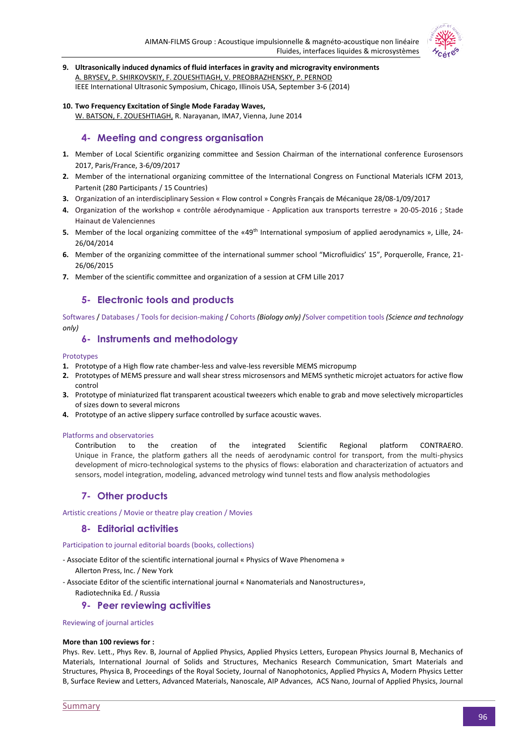9. **Ultrasonically induced dynamics of fluid interfaces in gravity and microgravity environments**
   A. BRYSEV, P. SHIRKOVSKIY, F. ZOUESHTIAGH, V. PREOBRAZHENSKY, P. PERNOD
   IEEE International Ultrasonic Symposium, Chicago, Illinois USA, September 3-6 (2014)

10. **Two Frequency Excitation of Single Mode Faraday Waves,**
    W. BATSON, F. ZOUESHTIAGH, R. Narayanan, IMA7, Vienna, June 2014

## 4- Meeting and congress organisation

1. Member of Local Scientific organizing committee and Session Chairman of the international conference Eurosensors 2017, Paris/France, 3-6/09/2017
2. Member of the international organizing committee of the International Congress on Functional Materials ICFM 2013, Partenit (280 Participants / 15 Countries)
3. Organization of an interdisciplinary Session « Flow control » Congrès Français de Mécanique 28/08-1/09/2017
4. Organization of the workshop « contrôle aérodynamique - Application aux transports terrestre » 20-05-2016 ; Stade Hainaut de Valenciennes
5. Member of the local organizing committee of the «49th International symposium of applied aerodynamics », Lille, 24-26/04/2014
6. Member of the organizing committee of the international summer school "Microfluidics' 15", Porquerolle, France, 21-26/06/2015
7. Member of the scientific committee and organization of a session at CFM Lille 2017

## 5- Electronic tools and products

Softwares / Databases / Tools for decision-making / Cohorts *(Biology only)* /Solver competition tools *(Science and technology only)*

## 6- Instruments and methodology

Prototypes

1. Prototype of a High flow rate chamber-less and valve-less reversible MEMS micropump
2. Prototypes of MEMS pressure and wall shear stress microsensors and MEMS synthetic microjet actuators for active flow control
3. Prototype of miniaturized flat transparent acoustical tweezers which enable to grab and move selectively microparticles of sizes down to several microns
4. Prototype of an active slippery surface controlled by surface acoustic waves.

Platforms and observatories

Contribution to the creation of the integrated Scientific Regional platform CONTRAERO. Unique in France, the platform gathers all the needs of aerodynamic control for transport, from the multi-physics development of micro-technological systems to the physics of flows: elaboration and characterization of actuators and sensors, model integration, modeling, advanced metrology wind tunnel tests and flow analysis methodologies

## 7- Other products

Artistic creations / Movie or theatre play creation / Movies

## 8- Editorial activities

Participation to journal editorial boards (books, collections)

- Associate Editor of the scientific international journal « Physics of Wave Phenomena »
  Allerton Press, Inc. / New York
- Associate Editor of the scientific international journal « Nanomaterials and Nanostructures»,
  Radiotechnika Ed. / Russia

## 9- Peer reviewing activities

Reviewing of journal articles

**More than 100 reviews for :**
Phys. Rev. Lett., Phys Rev. B, Journal of Applied Physics, Applied Physics Letters, European Physics Journal B, Mechanics of Materials, International Journal of Solids and Structures, Mechanics Research Communication, Smart Materials and Structures, Physica B, Proceedings of the Royal Society, Journal of Nanophotonics, Applied Physics A, Modern Physics Letter B, Surface Review and Letters, Advanced Materials, Nanoscale, AIP Advances, ACS Nano, Journal of Applied Physics, Journal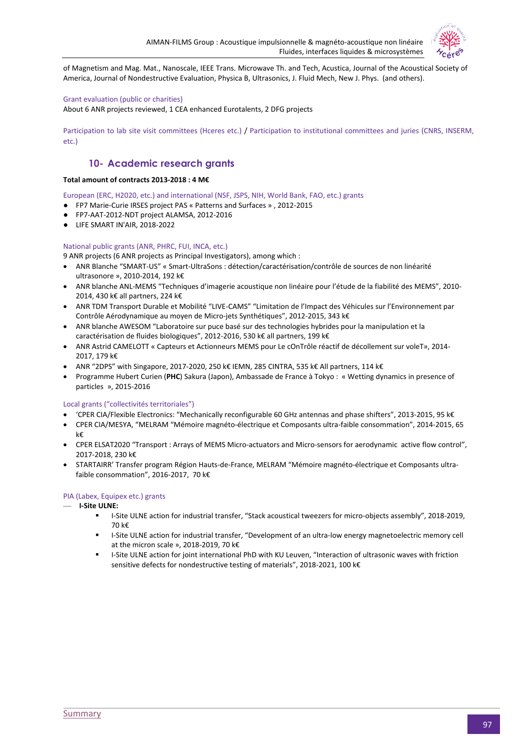of Magnetism and Mag. Mat., Nanoscale, IEEE Trans. Microwave Th. and Tech, Acustica, Journal of the Acoustical Society of America, Journal of Nondestructive Evaluation, Physica B, Ultrasonics, J. Fluid Mech, New J. Phys. (and others).

Grant evaluation (public or charities)

About 6 ANR projects reviewed, 1 CEA enhanced Eurotalents, 2 DFG projects

Participation to lab site visit committees (Hceres etc.) / Participation to institutional committees and juries (CNRS, INSERM, etc.)

## 10- Academic research grants

**Total amount of contracts 2013-2018 : 4 M€**

European (ERC, H2020, etc.) and international (NSF, JSPS, NIH, World Bank, FAO, etc.) grants

- FP7 Marie-Curie IRSES project PAS « Patterns and Surfaces » , 2012-2015
- FP7-AAT-2012-NDT project ALAMSA, 2012-2016
- LIFE SMART IN'AIR, 2018-2022

National public grants (ANR, PHRC, FUI, INCA, etc.)

9 ANR projects (6 ANR projects as Principal Investigators), among which :

- ANR Blanche "SMART-US" « Smart-UltraSons : détection/caractérisation/contrôle de sources de non linéarité ultrasonore », 2010-2014, 192 k€
- ANR blanche ANL-MEMS "Techniques d'imagerie acoustique non linéaire pour l'étude de la fiabilité des MEMS", 2010-2014, 430 k€ all partners, 224 k€
- ANR TDM Transport Durable et Mobilité "LIVE-CAMS" "Limitation de l'Impact des Véhicules sur l'Environnement par Contrôle Aérodynamique au moyen de Micro-jets Synthétiques", 2012-2015, 343 k€
- ANR blanche AWESOM "Laboratoire sur puce basé sur des technologies hybrides pour la manipulation et la caractérisation de fluides biologiques", 2012-2016, 530 k€ all partners, 199 k€
- ANR Astrid CAMELOTT « Capteurs et Actionneurs MEMS pour Le cOnTrôle réactif de décollement sur voleT», 2014-2017, 179 k€
- ANR "2DPS" with Singapore, 2017-2020, 250 k€ IEMN, 285 CINTRA, 535 k€ All partners, 114 k€
- Programme Hubert Curien (**PHC**) Sakura (Japon), Ambassade de France à Tokyo : « Wetting dynamics in presence of particles », 2015-2016

Local grants ("collectivités territoriales")

- 'CPER CIA/Flexible Electronics: "Mechanically reconfigurable 60 GHz antennas and phase shifters", 2013-2015, 95 k€
- CPER CIA/MESYA, "MELRAM "Mémoire magnéto-électrique et Composants ultra-faible consommation", 2014-2015, 65 k€
- CPER ELSAT2020 "Transport : Arrays of MEMS Micro-actuators and Micro-sensors for aerodynamic active flow control", 2017-2018, 230 k€
- STARTAIRR' Transfer program Région Hauts-de-France, MELRAM "Mémoire magnéto-électrique et Composants ultra-faible consommation", 2016-2017, 70 k€

PIA (Labex, Equipex etc.) grants

- **I-Site ULNE:**
  - I-Site ULNE action for industrial transfer, "Stack acoustical tweezers for micro-objects assembly", 2018-2019, 70 k€
  - I-Site ULNE action for industrial transfer, "Development of an ultra-low energy magnetoelectric memory cell at the micron scale », 2018-2019, 70 k€
  - I-Site ULNE action for joint international PhD with KU Leuven, "Interaction of ultrasonic waves with friction sensitive defects for nondestructive testing of materials", 2018-2021, 100 k€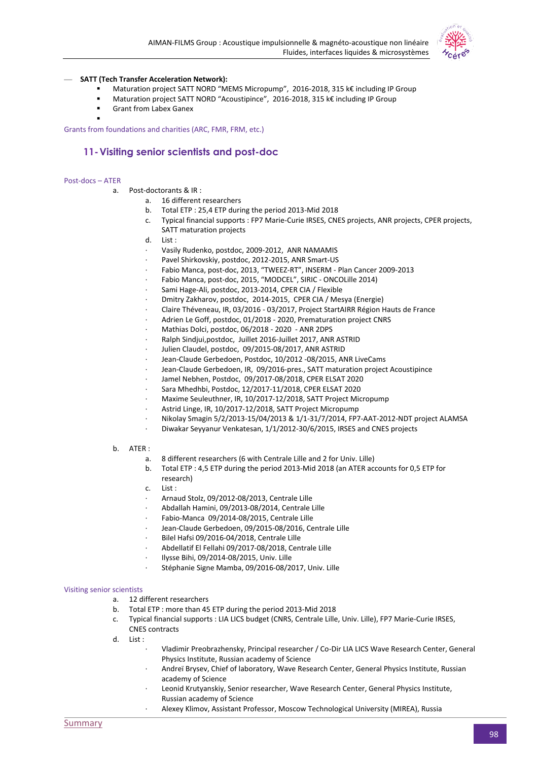— **SATT (Tech Transfer Acceleration Network):**
  - Maturation project SATT NORD "MEMS Micropump", 2016-2018, 315 k€ including IP Group
  - Maturation project SATT NORD "Acoustipince", 2016-2018, 315 k€ including IP Group
  - Grant from Labex Ganex
  -

Grants from foundations and charities (ARC, FMR, FRM, etc.)

## 11- Visiting senior scientists and post-doc

Post-docs – ATER

a. Post-doctorants & IR :
   a. 16 different researchers
   b. Total ETP : 25,4 ETP during the period 2013-Mid 2018
   c. Typical financial supports : FP7 Marie-Curie IRSES, CNES projects, ANR projects, CPER projects, SATT maturation projects
   d. List :
   - Vasily Rudenko, postdoc, 2009-2012, ANR NAMAMIS
   - Pavel Shirkovskiy, postdoc, 2012-2015, ANR Smart-US
   - Fabio Manca, post-doc, 2013, "TWEEZ-RT", INSERM - Plan Cancer 2009-2013
   - Fabio Manca, post-doc, 2015, "MODCEL", SIRIC - ONCOLille 2014)
   - Sami Hage-Ali, postdoc, 2013-2014, CPER CIA / Flexible
   - Dmitry Zakharov, postdoc, 2014-2015, CPER CIA / Mesya (Energie)
   - Claire Théveneau, IR, 03/2016 - 03/2017, Project StartAIRR Région Hauts de France
   - Adrien Le Goff, postdoc, 01/2018 - 2020, Prematuration project CNRS
   - Mathias Dolci, postdoc, 06/2018 - 2020 - ANR 2DPS
   - Ralph Sindjui,postdoc, Juillet 2016-Juillet 2017, ANR ASTRID
   - Julien Claudel, postdoc, 09/2015-08/2017, ANR ASTRID
   - Jean-Claude Gerbedoen, Postdoc, 10/2012 -08/2015, ANR LiveCams
   - Jean-Claude Gerbedoen, IR, 09/2016-pres., SATT maturation project Acoustipince
   - Jamel Nebhen, Postdoc, 09/2017-08/2018, CPER ELSAT 2020
   - Sara Mhedhbi, Postdoc, 12/2017-11/2018, CPER ELSAT 2020
   - Maxime Seuleuthner, IR, 10/2017-12/2018, SATT Project Micropump
   - Astrid Linge, IR, 10/2017-12/2018, SATT Project Micropump
   - Nikolay Smagin 5/2/2013-15/04/2013 & 1/1-31/7/2014, FP7-AAT-2012-NDT project ALAMSA
   - Diwakar Seyyanur Venkatesan, 1/1/2012-30/6/2015, IRSES and CNES projects

b. ATER :
   a. 8 different researchers (6 with Centrale Lille and 2 for Univ. Lille)
   b. Total ETP : 4,5 ETP during the period 2013-Mid 2018 (an ATER accounts for 0,5 ETP for research)
   c. List :
   - Arnaud Stolz, 09/2012-08/2013, Centrale Lille
   - Abdallah Hamini, 09/2013-08/2014, Centrale Lille
   - Fabio-Manca 09/2014-08/2015, Centrale Lille
   - Jean-Claude Gerbedoen, 09/2015-08/2016, Centrale Lille
   - Bilel Hafsi 09/2016-04/2018, Centrale Lille
   - Abdellatif El Fellahi 09/2017-08/2018, Centrale Lille
   - Ilysse Bihi, 09/2014-08/2015, Univ. Lille
   - Stéphanie Signe Mamba, 09/2016-08/2017, Univ. Lille

Visiting senior scientists

a. 12 different researchers
b. Total ETP : more than 45 ETP during the period 2013-Mid 2018
c. Typical financial supports : LIA LICS budget (CNRS, Centrale Lille, Univ. Lille), FP7 Marie-Curie IRSES, CNES contracts
d. List :
   - Vladimir Preobrazhensky, Principal researcher / Co-Dir LIA LICS Wave Research Center, General Physics Institute, Russian academy of Science
   - Andreï Brysev, Chief of laboratory, Wave Research Center, General Physics Institute, Russian academy of Science
   - Leonid Krutyanskiy, Senior researcher, Wave Research Center, General Physics Institute, Russian academy of Science
   - Alexey Klimov, Assistant Professor, Moscow Technological University (MIREA), Russia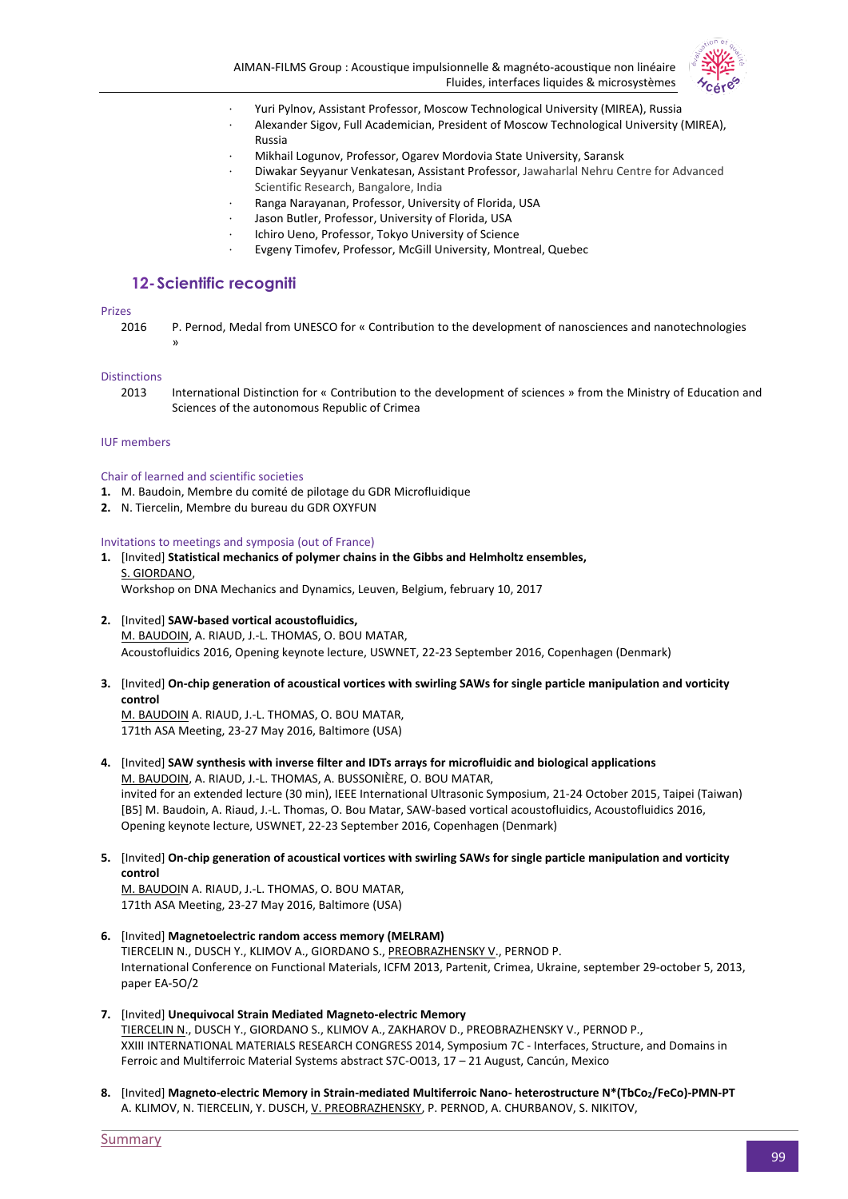- Yuri Pylnov, Assistant Professor, Moscow Technological University (MIREA), Russia
- Alexander Sigov, Full Academician, President of Moscow Technological University (MIREA), Russia
- Mikhail Logunov, Professor, Ogarev Mordovia State University, Saransk
- Diwakar Seyyanur Venkatesan, Assistant Professor, Jawaharlal Nehru Centre for Advanced Scientific Research, Bangalore, India
- Ranga Narayanan, Professor, University of Florida, USA
- Jason Butler, Professor, University of Florida, USA
- Ichiro Ueno, Professor, Tokyo University of Science
- Evgeny Timofev, Professor, McGill University, Montreal, Quebec

## 12- Scientific recogniti

Prizes

2016 P. Pernod, Medal from UNESCO for « Contribution to the development of nanosciences and nanotechnologies »

Distinctions

2013 International Distinction for « Contribution to the development of sciences » from the Ministry of Education and Sciences of the autonomous Republic of Crimea

IUF members

Chair of learned and scientific societies

1. M. Baudoin, Membre du comité de pilotage du GDR Microfluidique
2. N. Tiercelin, Membre du bureau du GDR OXYFUN

Invitations to meetings and symposia (out of France)

1. [Invited] **Statistical mechanics of polymer chains in the Gibbs and Helmholtz ensembles,**
   S. GIORDANO,
   Workshop on DNA Mechanics and Dynamics, Leuven, Belgium, february 10, 2017

2. [Invited] **SAW-based vortical acoustofluidics,**
   M. BAUDOIN, A. RIAUD, J.-L. THOMAS, O. BOU MATAR,
   Acoustofluidics 2016, Opening keynote lecture, USWNET, 22-23 September 2016, Copenhagen (Denmark)

3. [Invited] **On-chip generation of acoustical vortices with swirling SAWs for single particle manipulation and vorticity control**
   M. BAUDOIN A. RIAUD, J.-L. THOMAS, O. BOU MATAR,
   171th ASA Meeting, 23-27 May 2016, Baltimore (USA)

4. [Invited] **SAW synthesis with inverse filter and IDTs arrays for microfluidic and biological applications**
   M. BAUDOIN, A. RIAUD, J.-L. THOMAS, A. BUSSONIÈRE, O. BOU MATAR,
   invited for an extended lecture (30 min), IEEE International Ultrasonic Symposium, 21-24 October 2015, Taipei (Taiwan)
   [B5] M. Baudoin, A. Riaud, J.-L. Thomas, O. Bou Matar, SAW-based vortical acoustofluidics, Acoustofluidics 2016, Opening keynote lecture, USWNET, 22-23 September 2016, Copenhagen (Denmark)

5. [Invited] **On-chip generation of acoustical vortices with swirling SAWs for single particle manipulation and vorticity control**
   M. BAUDOIN A. RIAUD, J.-L. THOMAS, O. BOU MATAR,
   171th ASA Meeting, 23-27 May 2016, Baltimore (USA)

6. [Invited] **Magnetoelectric random access memory (MELRAM)**
   TIERCELIN N., DUSCH Y., KLIMOV A., GIORDANO S., PREOBRAZHENSKY V., PERNOD P.
   International Conference on Functional Materials, ICFM 2013, Partenit, Crimea, Ukraine, september 29-october 5, 2013, paper EA-5O/2

7. [Invited] **Unequivocal Strain Mediated Magneto-electric Memory**
   TIERCELIN N., DUSCH Y., GIORDANO S., KLIMOV A., ZAKHAROV D., PREOBRAZHENSKY V., PERNOD P.,
   XXIII INTERNATIONAL MATERIALS RESEARCH CONGRESS 2014, Symposium 7C - Interfaces, Structure, and Domains in Ferroic and Multiferroic Material Systems abstract S7C-O013, 17 – 21 August, Cancún, Mexico

8. [Invited] **Magneto-electric Memory in Strain-mediated Multiferroic Nano- heterostructure N*($TbCo_2$/FeCo)-PMN-PT**
   A. KLIMOV, N. TIERCELIN, Y. DUSCH, V. PREOBRAZHENSKY, P. PERNOD, A. CHURBANOV, S. NIKITOV,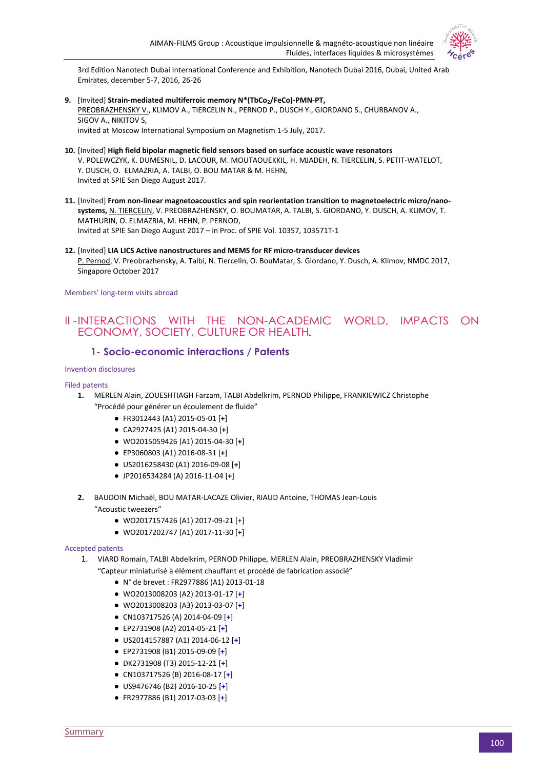3rd Edition Nanotech Dubai International Conference and Exhibition, Nanotech Dubai 2016, Dubai, United Arab Emirates, december 5-7, 2016, 26-26

9. [Invited] **Strain-mediated multiferroic memory N\*($TbCo_2$/FeCo)-PMN-PT,**
PREOBRAZHENSKY V., KLIMOV A., TIERCELIN N., PERNOD P., DUSCH Y., GIORDANO S., CHURBANOV A., SIGOV A., NIKITOV S,
invited at Moscow International Symposium on Magnetism 1-5 July, 2017.

10. [Invited] **High field bipolar magnetic field sensors based on surface acoustic wave resonators**
V. POLEWCZYK, K. DUMESNIL, D. LACOUR, M. MOUTAOUEKKIL, H. MJADEH, N. TIERCELIN, S. PETIT-WATELOT, Y. DUSCH, O. ELMAZRIA, A. TALBI, O. BOU MATAR & M. HEHN,
Invited at SPIE San Diego August 2017.

11. [Invited] **From non-linear magnetoacoustics and spin reorientation transition to magnetoelectric micro/nano-systems,** N. TIERCELIN, V. PREOBRAZHENSKY, O. BOUMATAR, A. TALBI, S. GIORDANO, Y. DUSCH, A. KLIMOV, T. MATHURIN, O. ELMAZRIA, M. HEHN, P. PERNOD,
Invited at SPIE San Diego August 2017 – in Proc. of SPIE Vol. 10357, 103571T-1

12. [Invited] **LIA LICS Active nanostructures and MEMS for RF micro-transducer devices**
P. Pernod, V. Preobrazhensky, A. Talbi, N. Tiercelin, O. BouMatar, S. Giordano, Y. Dusch, A. Klimov, NMDC 2017, Singapore October 2017

Members' long-term visits abroad

## II - INTERACTIONS WITH THE NON-ACADEMIC WORLD, IMPACTS ON ECONOMY, SOCIETY, CULTURE OR HEALTH.

### 1- Socio-economic interactions / Patents

Invention disclosures

Filed patents

1. MERLEN Alain, ZOUESHTIAGH Farzam, TALBI Abdelkrim, PERNOD Philippe, FRANKIEWICZ Christophe
“Procédé pour générer un écoulement de fluide”
   - FR3012443 (A1) 2015-05-01 [+]
   - CA2927425 (A1) 2015-04-30 [+]
   - WO2015059426 (A1) 2015-04-30 [+]
   - EP3060803 (A1) 2016-08-31 [+]
   - US2016258430 (A1) 2016-09-08 [+]
   - JP2016534284 (A) 2016-11-04 [+]

2. BAUDOIN Michaël, BOU MATAR-LACAZE Olivier, RIAUD Antoine, THOMAS Jean-Louis
“Acoustic tweezers”
   - WO2017157426 (A1) 2017-09-21 [+]
   - WO2017202747 (A1) 2017-11-30 [+]

Accepted patents

1. VIARD Romain, TALBI Abdelkrim, PERNOD Philippe, MERLEN Alain, PREOBRAZHENSKY Vladimir
“Capteur miniaturisé à élément chauffant et procédé de fabrication associé”
   - N° de brevet : FR2977886 (A1) 2013-01-18
   - WO2013008203 (A2) 2013-01-17 [+]
   - WO2013008203 (A3) 2013-03-07 [+]
   - CN103717526 (A) 2014-04-09 [+]
   - EP2731908 (A2) 2014-05-21 [+]
   - US2014157887 (A1) 2014-06-12 [+]
   - EP2731908 (B1) 2015-09-09 [+]
   - DK2731908 (T3) 2015-12-21 [+]
   - CN103717526 (B) 2016-08-17 [+]
   - US9476746 (B2) 2016-10-25 [+]
   - FR2977886 (B1) 2017-03-03 [+]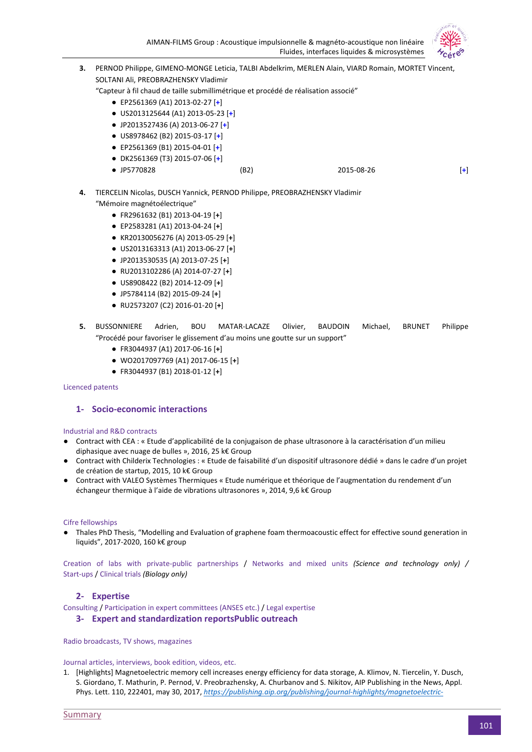3. PERNOD Philippe, GIMENO-MONGE Leticia, TALBI Abdelkrim, MERLEN Alain, VIARD Romain, MORTET Vincent, SOLTANI Ali, PREOBRAZHENSKY Vladimir
"Capteur à fil chaud de taille submillimétrique et procédé de réalisation associé"
    - EP2561369 (A1) 2013-02-27 [+]
    - US2013125644 (A1) 2013-05-23 [+]
    - JP2013527436 (A) 2013-06-27 [+]
    - US8978462 (B2) 2015-03-17 [+]
    - EP2561369 (B1) 2015-04-01 [+]
    - DK2561369 (T3) 2015-07-06 [+]
    - JP5770828 (B2) 2015-08-26 [+]

4. TIERCELIN Nicolas, DUSCH Yannick, PERNOD Philippe, PREOBRAZHENSKY Vladimir
"Mémoire magnétoélectrique"
    - FR2961632 (B1) 2013-04-19 [+]
    - EP2583281 (A1) 2013-04-24 [+]
    - KR20130056276 (A) 2013-05-29 [+]
    - US2013163313 (A1) 2013-06-27 [+]
    - JP2013530535 (A) 2013-07-25 [+]
    - RU2013102286 (A) 2014-07-27 [+]
    - US8908422 (B2) 2014-12-09 [+]
    - JP5784114 (B2) 2015-09-24 [+]
    - RU2573207 (C2) 2016-01-20 [+]

5. BUSSONNIERE Adrien, BOU MATAR-LACAZE Olivier, BAUDOIN Michael, BRUNET Philippe
"Procédé pour favoriser le glissement d'au moins une goutte sur un support"
    - FR3044937 (A1) 2017-06-16 [+]
    - WO2017097769 (A1) 2017-06-15 [+]
    - FR3044937 (B1) 2018-01-12 [+]

Licenced patents

## 1- Socio-economic interactions

Industrial and R&D contracts

- Contract with CEA : « Etude d'applicabilité de la conjugaison de phase ultrasonore à la caractérisation d'un milieu diphasique avec nuage de bulles », 2016, 25 k€ Group
- Contract with Childerix Technologies : « Etude de faisabilité d'un dispositif ultrasonore dédié » dans le cadre d'un projet de création de startup, 2015, 10 k€ Group
- Contract with VALEO Systèmes Thermiques « Etude numérique et théorique de l'augmentation du rendement d'un échangeur thermique à l'aide de vibrations ultrasonores », 2014, 9,6 k€ Group

Cifre fellowships

- Thales PhD Thesis, "Modelling and Evaluation of graphene foam thermoacoustic effect for effective sound generation in liquids", 2017-2020, 160 k€ group

Creation of labs with private-public partnerships / Networks and mixed units *(Science and technology only)* / Start-ups / Clinical trials *(Biology only)*

## 2- Expertise

Consulting / Participation in expert committees (ANSES etc.) / Legal expertise

## 3- Expert and standardization reportsPublic outreach

Radio broadcasts, TV shows, magazines

Journal articles, interviews, book edition, videos, etc.

1. [Highlights] Magnetoelectric memory cell increases energy efficiency for data storage, A. Klimov, N. Tiercelin, Y. Dusch, S. Giordano, T. Mathurin, P. Pernod, V. Preobrazhensky, A. Churbanov and S. Nikitov, AIP Publishing in the News, Appl. Phys. Lett. 110, 222401, may 30, 2017, *https://publishing.aip.org/publishing/journal-highlights/magnetoelectric-*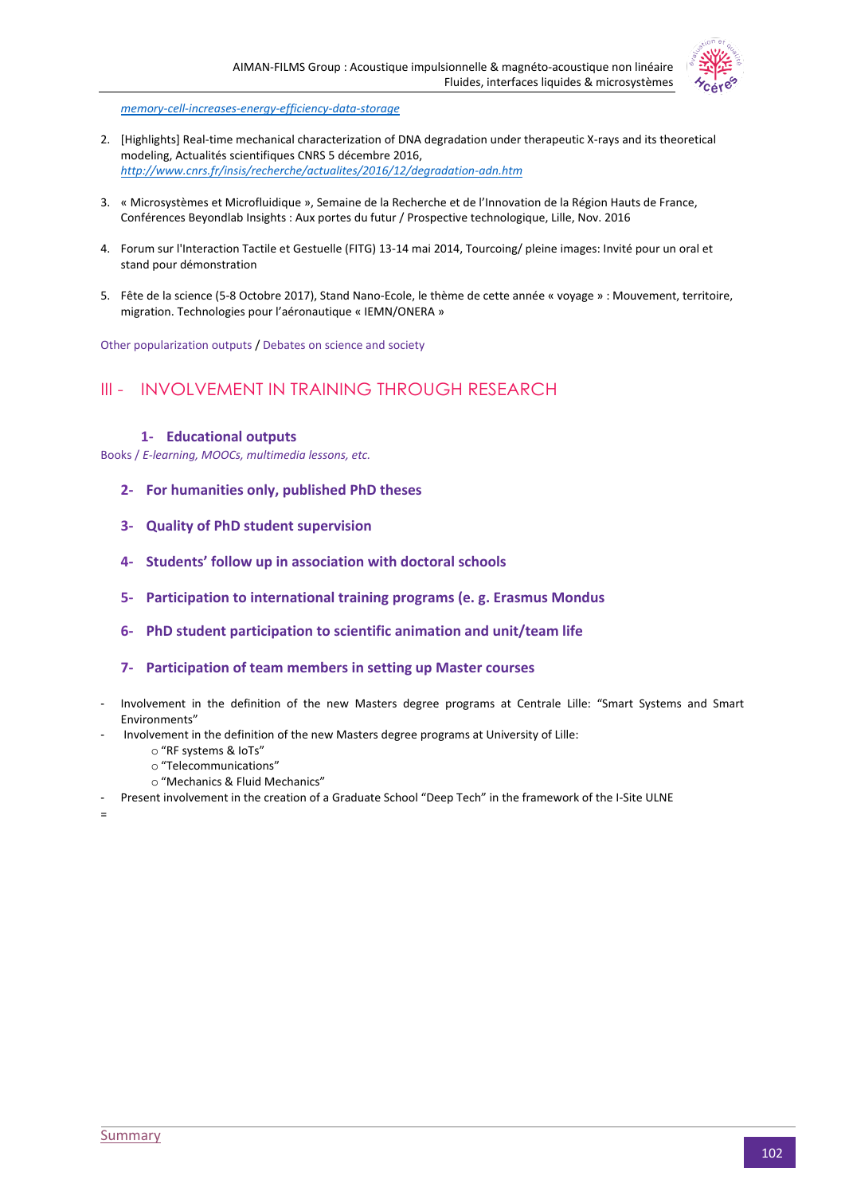*memory-cell-increases-energy-efficiency-data-storage*

2. [Highlights] Real-time mechanical characterization of DNA degradation under therapeutic X-rays and its theoretical modeling, Actualités scientifiques CNRS 5 décembre 2016, *http://www.cnrs.fr/insis/recherche/actualites/2016/12/degradation-adn.htm*

3. « Microsystèmes et Microfluidique », Semaine de la Recherche et de l'Innovation de la Région Hauts de France, Conférences Beyondlab Insights : Aux portes du futur / Prospective technologique, Lille, Nov. 2016

4. Forum sur l'Interaction Tactile et Gestuelle (FITG) 13-14 mai 2014, Tourcoing/ pleine images: Invité pour un oral et stand pour démonstration

5. Fête de la science (5-8 Octobre 2017), Stand Nano-Ecole, le thème de cette année « voyage » : Mouvement, territoire, migration. Technologies pour l'aéronautique « IEMN/ONERA »

Other popularization outputs / Debates on science and society

# III - INVOLVEMENT IN TRAINING THROUGH RESEARCH

### 1- Educational outputs

Books / *E-learning, MOOCs, multimedia lessons, etc.*

### 2- For humanities only, published PhD theses

### 3- Quality of PhD student supervision

### 4- Students' follow up in association with doctoral schools

### 5- Participation to international training programs (e. g. Erasmus Mondus

### 6- PhD student participation to scientific animation and unit/team life

### 7- Participation of team members in setting up Master courses

- Involvement in the definition of the new Masters degree programs at Centrale Lille: "Smart Systems and Smart Environments"
- Involvement in the definition of the new Masters degree programs at University of Lille:
  - "RF systems & IoTs"
  - "Telecommunications"
  - "Mechanics & Fluid Mechanics"
- Present involvement in the creation of a Graduate School "Deep Tech" in the framework of the I-Site ULNE

=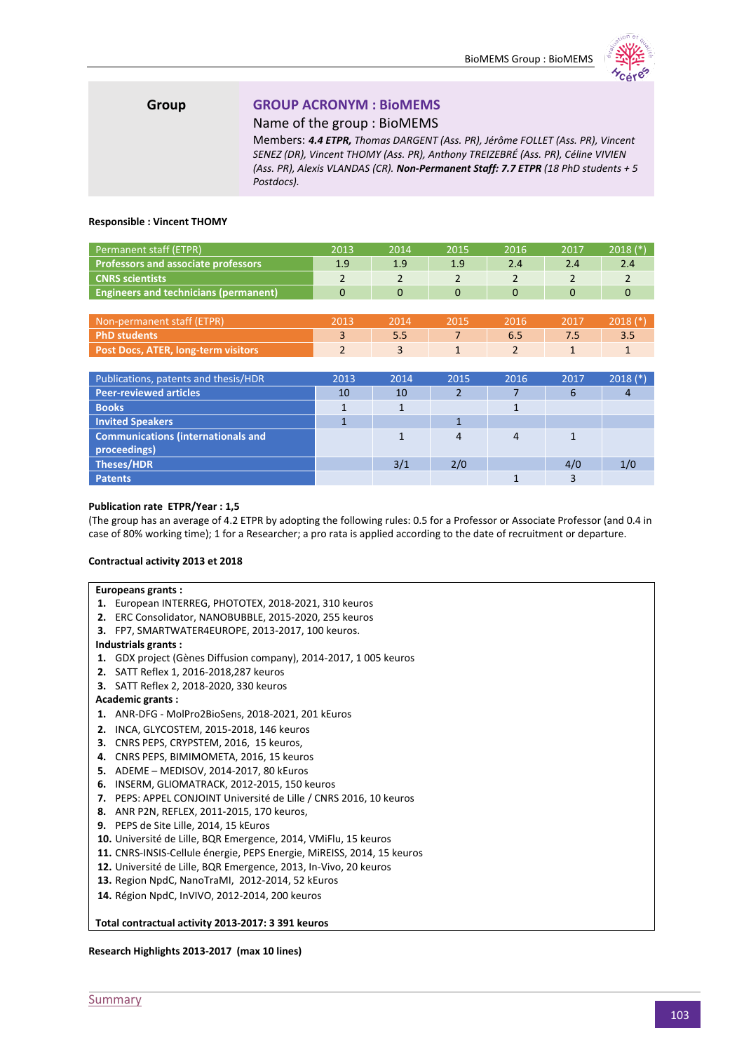| Group | **GROUP ACRONYM : BioMEMS** |
| --- | --- |
| | Name of the group : BioMEMS |
| | Members: ***4.4 ETPR,*** *Thomas DARGENT (Ass. PR), Jérôme FOLLET (Ass. PR), Vincent SENEZ (DR), Vincent THOMY (Ass. PR), Anthony TREIZEBRÉ (Ass. PR), Céline VIVIEN (Ass. PR), Alexis VLANDAS (CR).* ***Non-Permanent Staff: 7.7 ETPR*** *(18 PhD students + 5 Postdocs).* |

**Responsible : Vincent THOMY**

| Permanent staff (ETPR) | 2013 | 2014 | 2015 | 2016 | 2017 | 2018 (*) |
| --- | --- | --- | --- | --- | --- | --- |
| **Professors and associate professors** | 1.9 | 1.9 | 1.9 | 2.4 | 2.4 | 2.4 |
| **CNRS scientists** | 2 | 2 | 2 | 2 | 2 | 2 |
| **Engineers and technicians (permanent)** | 0 | 0 | 0 | 0 | 0 | 0 |

| Non-permanent staff (ETPR) | 2013 | 2014 | 2015 | 2016 | 2017 | 2018 (*) |
| --- | --- | --- | --- | --- | --- | --- |
| **PhD students** | 3 | 5.5 | 7 | 6.5 | 7.5 | 3.5 |
| **Post Docs, ATER, long-term visitors** | 2 | 3 | 1 | 2 | 1 | 1 |

| Publications, patents and thesis/HDR | 2013 | 2014 | 2015 | 2016 | 2017 | 2018 (*) |
| --- | --- | --- | --- | --- | --- | --- |
| **Peer-reviewed articles** | 10 | 10 | 2 | 7 | 6 | 4 |
| **Books** | 1 | 1 | | 1 | | |
| **Invited Speakers** | 1 | | 1 | | | |
| **Communications (internationals and proceedings)** | | 1 | 4 | 4 | 1 | |
| **Theses/HDR** | | 3/1 | 2/0 | | 4/0 | 1/0 |
| **Patents** | | | | 1 | 3 | |

**Publication rate ETPR/Year : 1,5**

(The group has an average of 4.2 ETPR by adopting the following rules: 0.5 for a Professor or Associate Professor (and 0.4 in case of 80% working time); 1 for a Researcher; a pro rata is applied according to the date of recruitment or departure.

**Contractual activity 2013 et 2018**

**Europeans grants :**

1. European INTERREG, PHOTOTEX, 2018-2021, 310 keuros
2. ERC Consolidator, NANOBUBBLE, 2015-2020, 255 keuros
3. FP7, SMARTWATER4EUROPE, 2013-2017, 100 keuros.

**Industrials grants :**

1. GDX project (Gènes Diffusion company), 2014-2017, 1 005 keuros
2. SATT Reflex 1, 2016-2018,287 keuros
3. SATT Reflex 2, 2018-2020, 330 keuros

**Academic grants :**

1. ANR-DFG - MolPro2BioSens, 2018-2021, 201 kEuros
2. INCA, GLYCOSTEM, 2015-2018, 146 keuros
3. CNRS PEPS, CRYPSTEM, 2016, 15 keuros,
4. CNRS PEPS, BIMIMOMETA, 2016, 15 keuros
5. ADEME – MEDISOV, 2014-2017, 80 kEuros
6. INSERM, GLIOMATRACK, 2012-2015, 150 keuros
7. PEPS: APPEL CONJOINT Université de Lille / CNRS 2016, 10 keuros
8. ANR P2N, REFLEX, 2011-2015, 170 keuros,
9. PEPS de Site Lille, 2014, 15 kEuros
10. Université de Lille, BQR Emergence, 2014, VMiFlu, 15 keuros
11. CNRS-INSIS-Cellule énergie, PEPS Energie, MiREISS, 2014, 15 keuros
12. Université de Lille, BQR Emergence, 2013, In-Vivo, 20 keuros
13. Region NpdC, NanoTraMI, 2012-2014, 52 kEuros
14. Région NpdC, InVIVO, 2012-2014, 200 keuros

**Total contractual activity 2013-2017: 3 391 keuros**

**Research Highlights 2013-2017 (max 10 lines)**